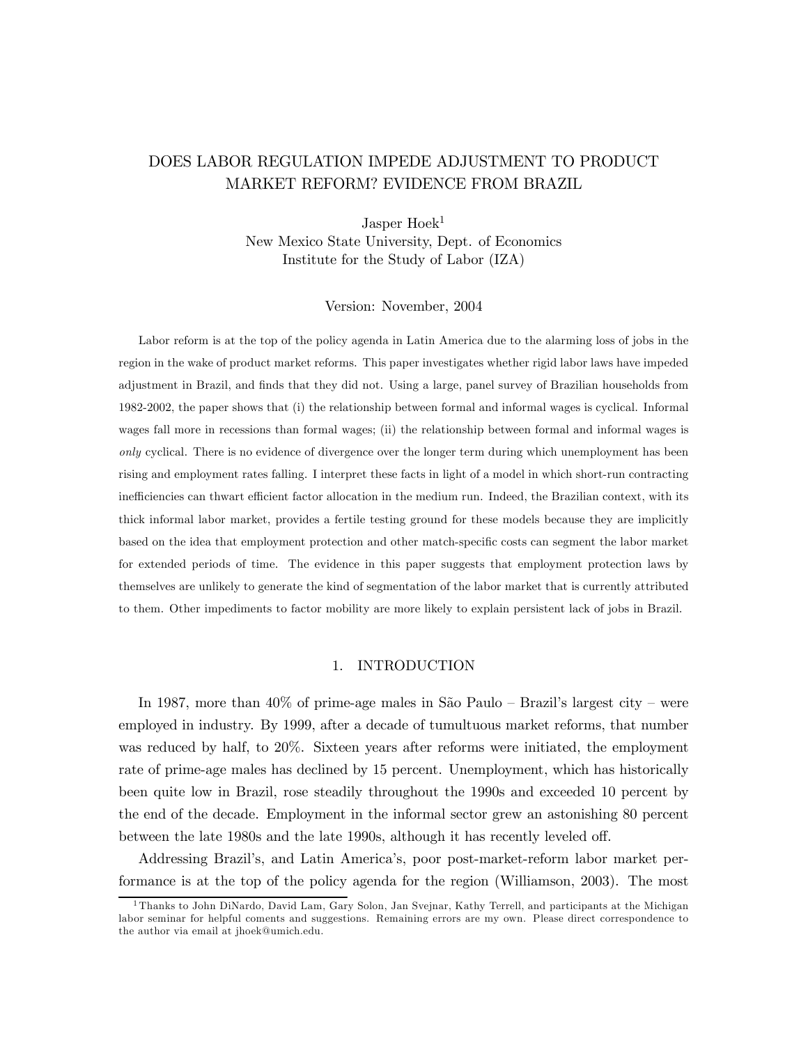# DOES LABOR REGULATION IMPEDE ADJUSTMENT TO PRODUCT MARKET REFORM? EVIDENCE FROM BRAZIL

Jasper Hoek[1]
New Mexico State University, Dept. of Economics
Institute for the Study of Labor (IZA)

Version: November, 2004

Labor reform is at the top of the policy agenda in Latin America due to the alarming loss of jobs in the region in the wake of product market reforms. This paper investigates whether rigid labor laws have impeded adjustment in Brazil, and finds that they did not. Using a large, panel survey of Brazilian households from 1982-2002, the paper shows that (i) the relationship between formal and informal wages is cyclical. Informal wages fall more in recessions than formal wages; (ii) the relationship between formal and informal wages is *only* cyclical. There is no evidence of divergence over the longer term during which unemployment has been rising and employment rates falling. I interpret these facts in light of a model in which short-run contracting inefficiencies can thwart efficient factor allocation in the medium run. Indeed, the Brazilian context, with its thick informal labor market, provides a fertile testing ground for these models because they are implicitly based on the idea that employment protection and other match-specific costs can segment the labor market for extended periods of time. The evidence in this paper suggests that employment protection laws by themselves are unlikely to generate the kind of segmentation of the labor market that is currently attributed to them. Other impediments to factor mobility are more likely to explain persistent lack of jobs in Brazil.

## 1. INTRODUCTION

In 1987, more than 40% of prime-age males in São Paulo – Brazil's largest city – were employed in industry. By 1999, after a decade of tumultuous market reforms, that number was reduced by half, to 20%. Sixteen years after reforms were initiated, the employment rate of prime-age males has declined by 15 percent. Unemployment, which has historically been quite low in Brazil, rose steadily throughout the 1990s and exceeded 10 percent by the end of the decade. Employment in the informal sector grew an astonishing 80 percent between the late 1980s and the late 1990s, although it has recently leveled off.

Addressing Brazil's, and Latin America's, poor post-market-reform labor market performance is at the top of the policy agenda for the region (Williamson, 2003). The most

[1] Thanks to John DiNardo, David Lam, Gary Solon, Jan Svejnar, Kathy Terrell, and participants at the Michigan labor seminar for helpful coments and suggestions. Remaining errors are my own. Please direct correspondence to the author via email at jhoek@umich.edu.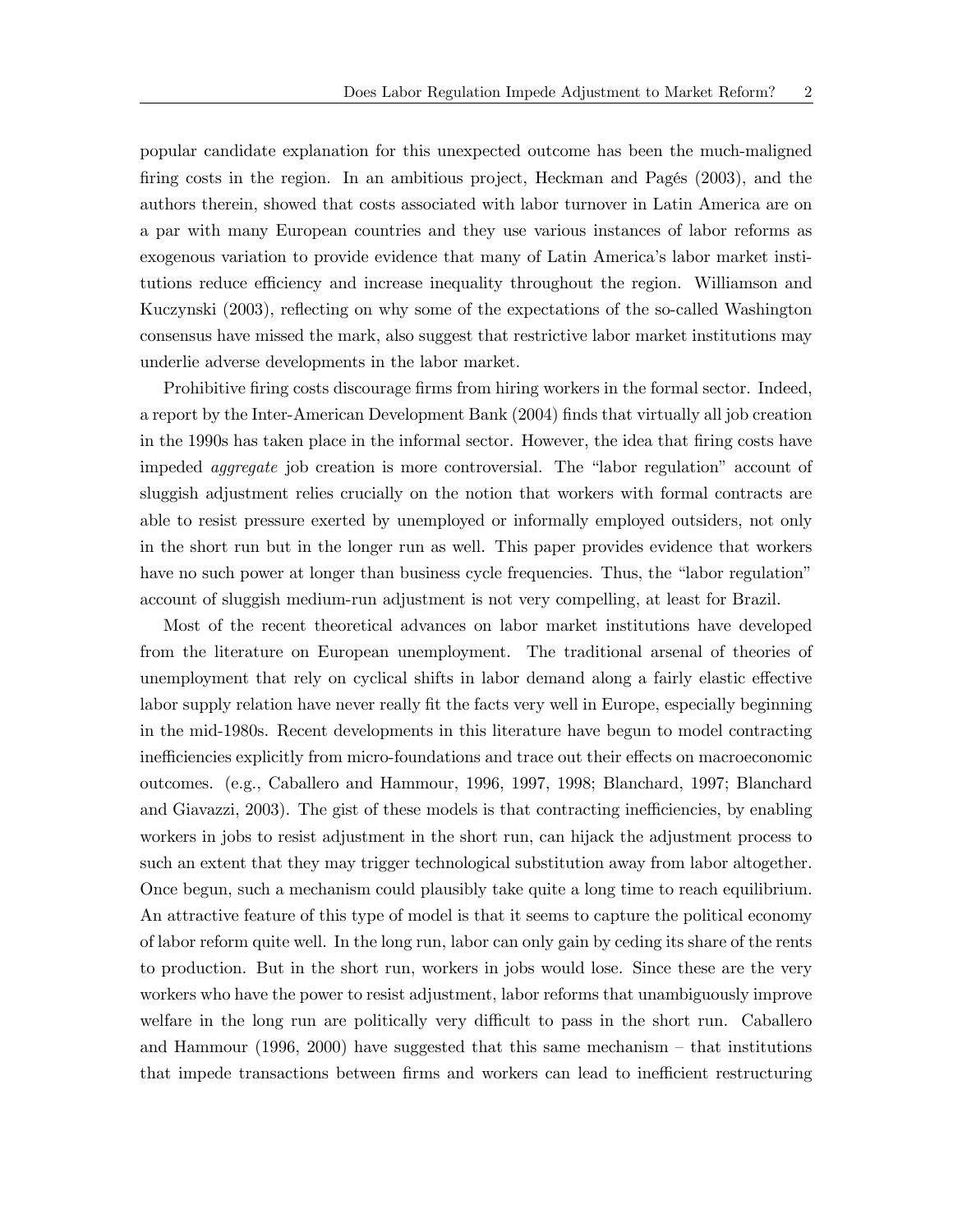popular candidate explanation for this unexpected outcome has been the much-maligned firing costs in the region. In an ambitious project, Heckman and Pagés (2003), and the authors therein, showed that costs associated with labor turnover in Latin America are on a par with many European countries and they use various instances of labor reforms as exogenous variation to provide evidence that many of Latin America's labor market institutions reduce efficiency and increase inequality throughout the region. Williamson and Kuczynski (2003), reflecting on why some of the expectations of the so-called Washington consensus have missed the mark, also suggest that restrictive labor market institutions may underlie adverse developments in the labor market.

Prohibitive firing costs discourage firms from hiring workers in the formal sector. Indeed, a report by the Inter-American Development Bank (2004) finds that virtually all job creation in the 1990s has taken place in the informal sector. However, the idea that firing costs have impeded *aggregate* job creation is more controversial. The "labor regulation" account of sluggish adjustment relies crucially on the notion that workers with formal contracts are able to resist pressure exerted by unemployed or informally employed outsiders, not only in the short run but in the longer run as well. This paper provides evidence that workers have no such power at longer than business cycle frequencies. Thus, the "labor regulation" account of sluggish medium-run adjustment is not very compelling, at least for Brazil.

Most of the recent theoretical advances on labor market institutions have developed from the literature on European unemployment. The traditional arsenal of theories of unemployment that rely on cyclical shifts in labor demand along a fairly elastic effective labor supply relation have never really fit the facts very well in Europe, especially beginning in the mid-1980s. Recent developments in this literature have begun to model contracting inefficiencies explicitly from micro-foundations and trace out their effects on macroeconomic outcomes. (e.g., Caballero and Hammour, 1996, 1997, 1998; Blanchard, 1997; Blanchard and Giavazzi, 2003). The gist of these models is that contracting inefficiencies, by enabling workers in jobs to resist adjustment in the short run, can hijack the adjustment process to such an extent that they may trigger technological substitution away from labor altogether. Once begun, such a mechanism could plausibly take quite a long time to reach equilibrium. An attractive feature of this type of model is that it seems to capture the political economy of labor reform quite well. In the long run, labor can only gain by ceding its share of the rents to production. But in the short run, workers in jobs would lose. Since these are the very workers who have the power to resist adjustment, labor reforms that unambiguously improve welfare in the long run are politically very difficult to pass in the short run. Caballero and Hammour (1996, 2000) have suggested that this same mechanism – that institutions that impede transactions between firms and workers can lead to inefficient restructuring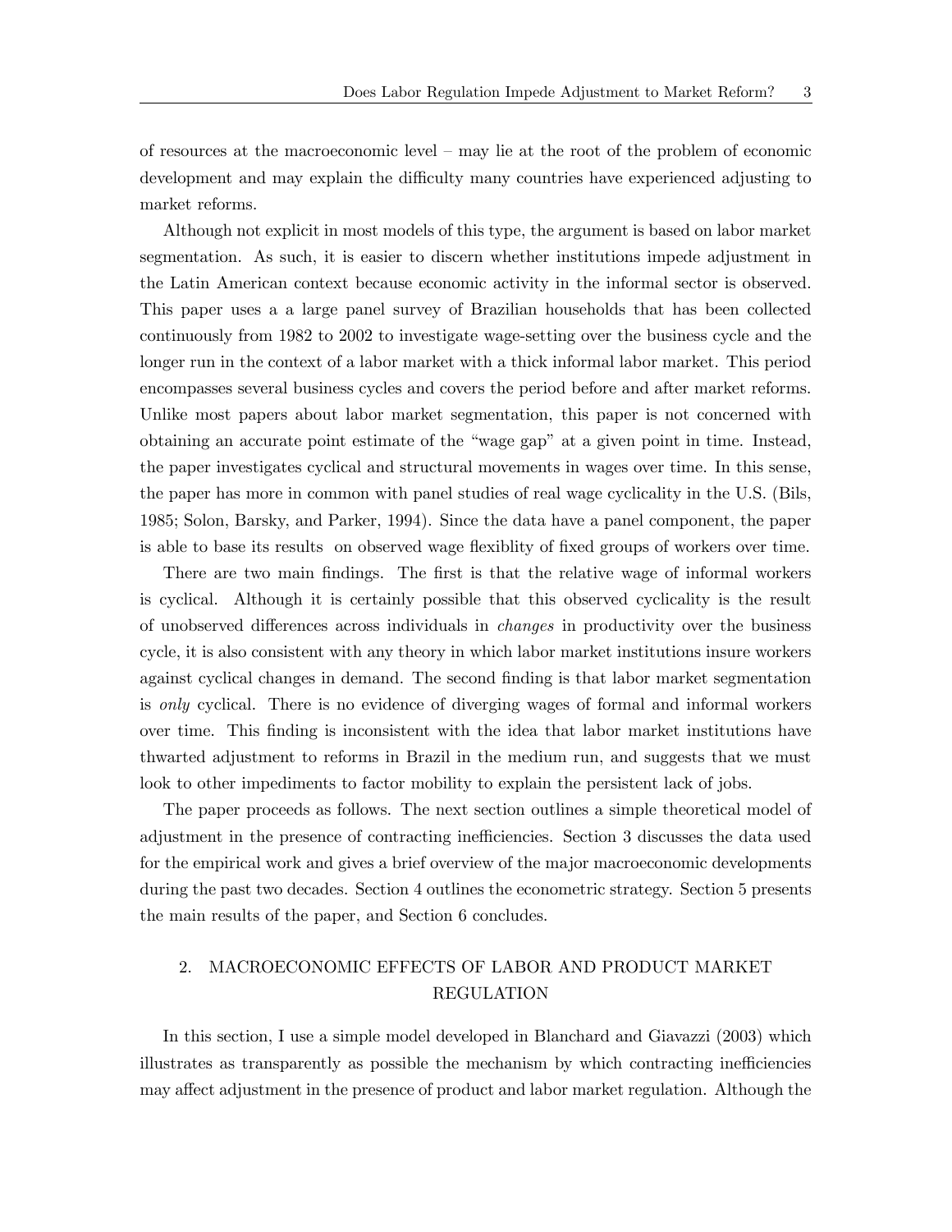of resources at the macroeconomic level – may lie at the root of the problem of economic development and may explain the difficulty many countries have experienced adjusting to market reforms.

Although not explicit in most models of this type, the argument is based on labor market segmentation. As such, it is easier to discern whether institutions impede adjustment in the Latin American context because economic activity in the informal sector is observed. This paper uses a a large panel survey of Brazilian households that has been collected continuously from 1982 to 2002 to investigate wage-setting over the business cycle and the longer run in the context of a labor market with a thick informal labor market. This period encompasses several business cycles and covers the period before and after market reforms. Unlike most papers about labor market segmentation, this paper is not concerned with obtaining an accurate point estimate of the "wage gap" at a given point in time. Instead, the paper investigates cyclical and structural movements in wages over time. In this sense, the paper has more in common with panel studies of real wage cyclicality in the U.S. (Bils, 1985; Solon, Barsky, and Parker, 1994). Since the data have a panel component, the paper is able to base its results on observed wage flexiblity of fixed groups of workers over time.

There are two main findings. The first is that the relative wage of informal workers is cyclical. Although it is certainly possible that this observed cyclicality is the result of unobserved differences across individuals in *changes* in productivity over the business cycle, it is also consistent with any theory in which labor market institutions insure workers against cyclical changes in demand. The second finding is that labor market segmentation is *only* cyclical. There is no evidence of diverging wages of formal and informal workers over time. This finding is inconsistent with the idea that labor market institutions have thwarted adjustment to reforms in Brazil in the medium run, and suggests that we must look to other impediments to factor mobility to explain the persistent lack of jobs.

The paper proceeds as follows. The next section outlines a simple theoretical model of adjustment in the presence of contracting inefficiencies. Section 3 discusses the data used for the empirical work and gives a brief overview of the major macroeconomic developments during the past two decades. Section 4 outlines the econometric strategy. Section 5 presents the main results of the paper, and Section 6 concludes.

## 2. MACROECONOMIC EFFECTS OF LABOR AND PRODUCT MARKET REGULATION

In this section, I use a simple model developed in Blanchard and Giavazzi (2003) which illustrates as transparently as possible the mechanism by which contracting inefficiencies may affect adjustment in the presence of product and labor market regulation. Although the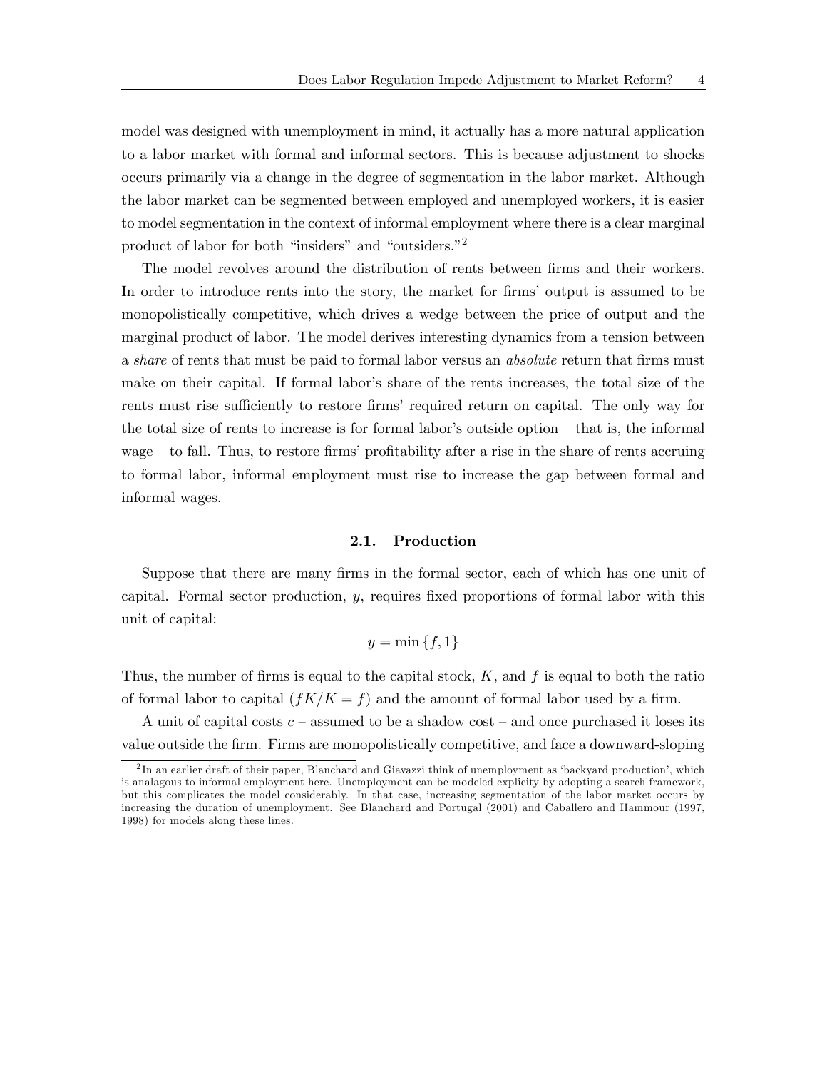model was designed with unemployment in mind, it actually has a more natural application to a labor market with formal and informal sectors. This is because adjustment to shocks occurs primarily via a change in the degree of segmentation in the labor market. Although the labor market can be segmented between employed and unemployed workers, it is easier to model segmentation in the context of informal employment where there is a clear marginal product of labor for both "insiders" and "outsiders."[2]

The model revolves around the distribution of rents between firms and their workers. In order to introduce rents into the story, the market for firms' output is assumed to be monopolistically competitive, which drives a wedge between the price of output and the marginal product of labor. The model derives interesting dynamics from a tension between a *share* of rents that must be paid to formal labor versus an *absolute* return that firms must make on their capital. If formal labor's share of the rents increases, the total size of the rents must rise sufficiently to restore firms' required return on capital. The only way for the total size of rents to increase is for formal labor's outside option – that is, the informal wage – to fall. Thus, to restore firms' profitability after a rise in the share of rents accruing to formal labor, informal employment must rise to increase the gap between formal and informal wages.

### 2.1. Production

Suppose that there are many firms in the formal sector, each of which has one unit of capital. Formal sector production, $y$, requires fixed proportions of formal labor with this unit of capital:

$$y = \min\{f, 1\}$$

Thus, the number of firms is equal to the capital stock, $K$, and $f$ is equal to both the ratio of formal labor to capital ($fK/K = f$) and the amount of formal labor used by a firm.

A unit of capital costs $c$ – assumed to be a shadow cost – and once purchased it loses its value outside the firm. Firms are monopolistically competitive, and face a downward-sloping

[2] In an earlier draft of their paper, Blanchard and Giavazzi think of unemployment as 'backyard production', which is analagous to informal employment here. Unemployment can be modeled explicity by adopting a search framework, but this complicates the model considerably. In that case, increasing segmentation of the labor market occurs by increasing the duration of unemployment. See Blanchard and Portugal (2001) and Caballero and Hammour (1997, 1998) for models along these lines.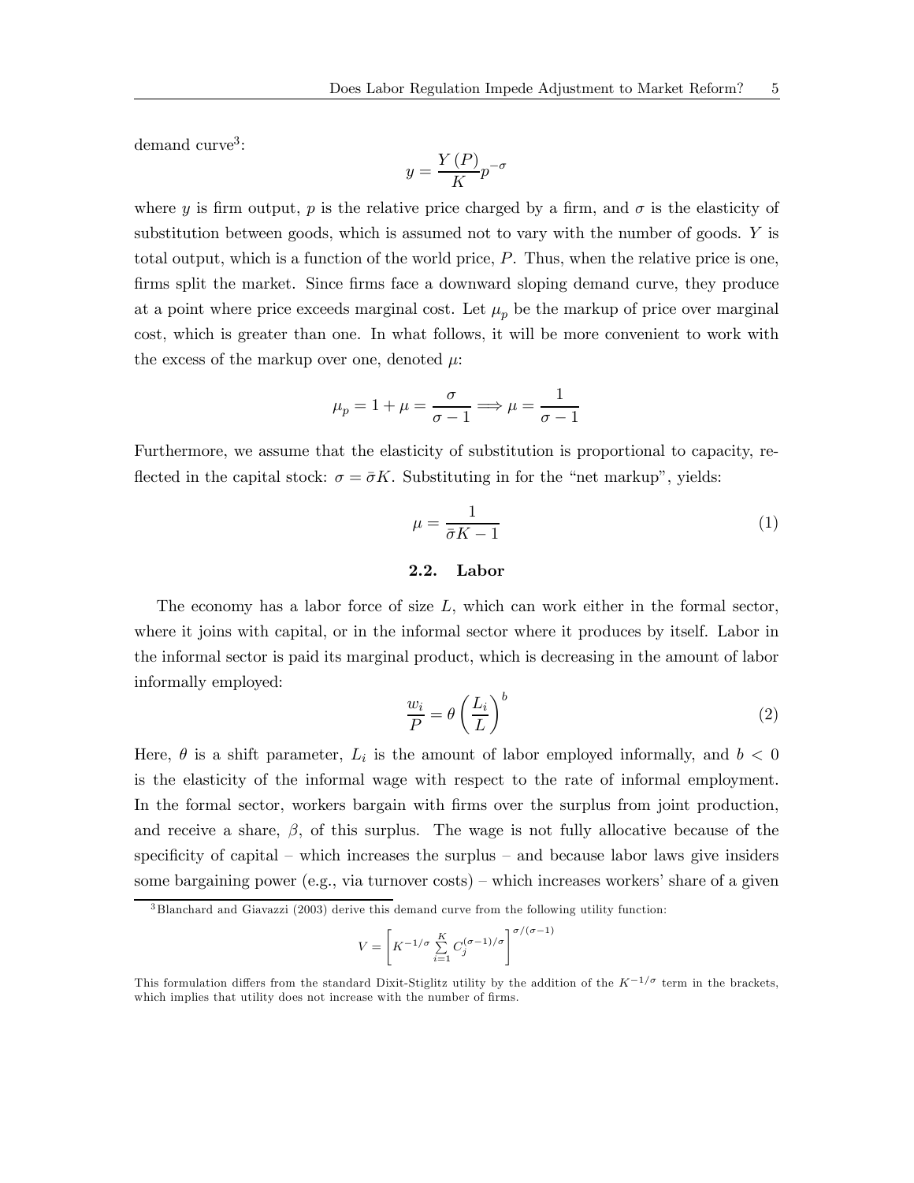demand curve[3]:

$$y = \frac{Y(P)}{K} p^{-\sigma}$$

where $y$ is firm output, $p$ is the relative price charged by a firm, and $\sigma$ is the elasticity of substitution between goods, which is assumed not to vary with the number of goods. $Y$ is total output, which is a function of the world price, $P$. Thus, when the relative price is one, firms split the market. Since firms face a downward sloping demand curve, they produce at a point where price exceeds marginal cost. Let $\mu_p$ be the markup of price over marginal cost, which is greater than one. In what follows, it will be more convenient to work with the excess of the markup over one, denoted $\mu$:

$$\mu_p = 1 + \mu = \frac{\sigma}{\sigma - 1} \Longrightarrow \mu = \frac{1}{\sigma - 1}$$

Furthermore, we assume that the elasticity of substitution is proportional to capacity, reflected in the capital stock: $\sigma = \bar{\sigma}K$. Substituting in for the "net markup", yields:

$$\mu = \frac{1}{\bar{\sigma}K - 1} \tag{1}$$

### 2.2. Labor

The economy has a labor force of size $L$, which can work either in the formal sector, where it joins with capital, or in the informal sector where it produces by itself. Labor in the informal sector is paid its marginal product, which is decreasing in the amount of labor informally employed:

$$\frac{w_i}{P} = \theta \left( \frac{L_i}{L} \right)^b \tag{2}$$

Here, $\theta$ is a shift parameter, $L_i$ is the amount of labor employed informally, and $b < 0$ is the elasticity of the informal wage with respect to the rate of informal employment. In the formal sector, workers bargain with firms over the surplus from joint production, and receive a share, $\beta$, of this surplus. The wage is not fully allocative because of the specificity of capital – which increases the surplus – and because labor laws give insiders some bargaining power (e.g., via turnover costs) – which increases workers' share of a given

[3] Blanchard and Giavazzi (2003) derive this demand curve from the following utility function:

$$V = \left[ K^{-1/\sigma} \sum_{i=1}^{K} C_j^{(\sigma-1)/\sigma} \right]^{\sigma/(\sigma-1)}$$

This formulation differs from the standard Dixit-Stiglitz utility by the addition of the $K^{-1/\sigma}$ term in the brackets, which implies that utility does not increase with the number of firms.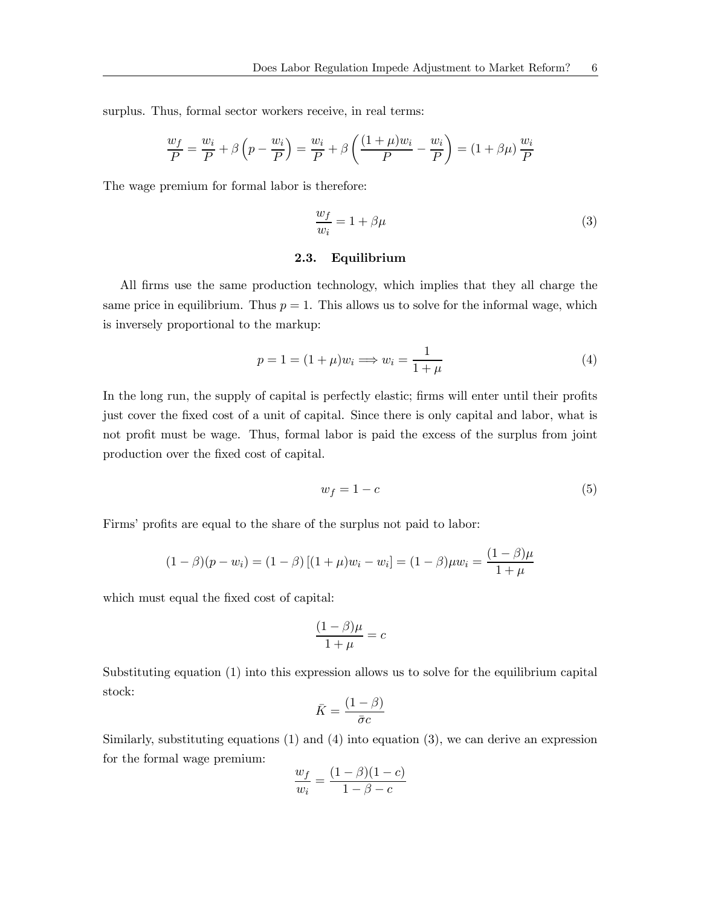surplus. Thus, formal sector workers receive, in real terms:

$$\frac{w_f}{P} = \frac{w_i}{P} + \beta \left( p - \frac{w_i}{P} \right) = \frac{w_i}{P} + \beta \left( \frac{(1+\mu)w_i}{P} - \frac{w_i}{P} \right) = (1 + \beta\mu) \frac{w_i}{P}$$

The wage premium for formal labor is therefore:

$$\frac{w_f}{w_i} = 1 + \beta\mu \tag{3}$$

### 2.3. Equilibrium

All firms use the same production technology, which implies that they all charge the same price in equilibrium. Thus $p = 1$. This allows us to solve for the informal wage, which is inversely proportional to the markup:

$$p = 1 = (1+\mu)w_i \Longrightarrow w_i = \frac{1}{1+\mu} \tag{4}$$

In the long run, the supply of capital is perfectly elastic; firms will enter until their profits just cover the fixed cost of a unit of capital. Since there is only capital and labor, what is not profit must be wage. Thus, formal labor is paid the excess of the surplus from joint production over the fixed cost of capital.

$$w_f = 1 - c \tag{5}$$

Firms' profits are equal to the share of the surplus not paid to labor:

$$(1-\beta)(p - w_i) = (1-\beta)\left[(1+\mu)w_i - w_i\right] = (1-\beta)\mu w_i = \frac{(1-\beta)\mu}{1+\mu}$$

which must equal the fixed cost of capital:

$$\frac{(1-\beta)\mu}{1+\mu} = c$$

Substituting equation (1) into this expression allows us to solve for the equilibrium capital stock:

$$\bar{K} = \frac{(1-\beta)}{\bar{\sigma}c}$$

Similarly, substituting equations (1) and (4) into equation (3), we can derive an expression for the formal wage premium:

$$\frac{w_f}{w_i} = \frac{(1-\beta)(1-c)}{1-\beta-c}$$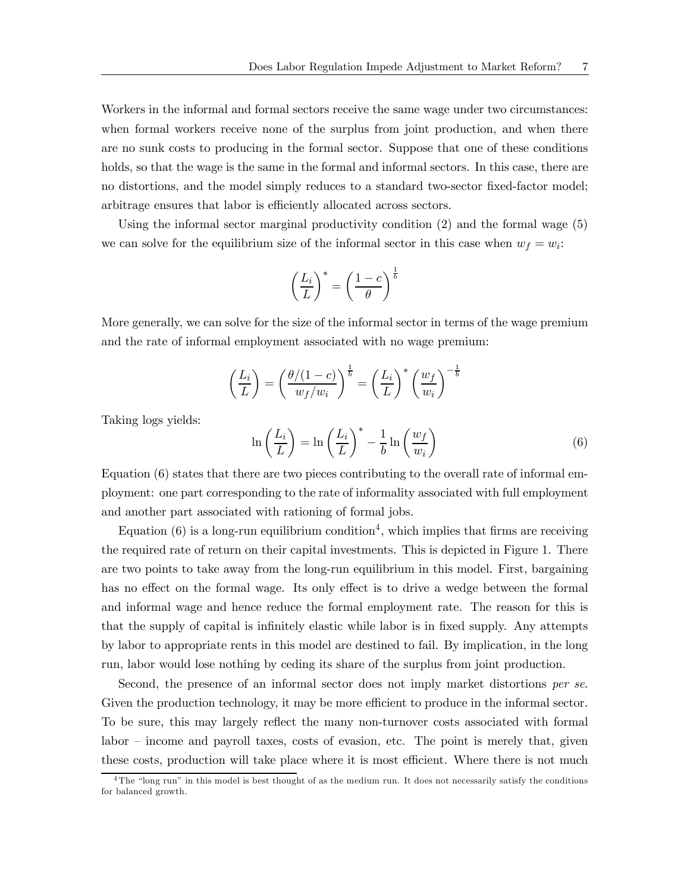Workers in the informal and formal sectors receive the same wage under two circumstances: when formal workers receive none of the surplus from joint production, and when there are no sunk costs to producing in the formal sector. Suppose that one of these conditions holds, so that the wage is the same in the formal and informal sectors. In this case, there are no distortions, and the model simply reduces to a standard two-sector fixed-factor model; arbitrage ensures that labor is efficiently allocated across sectors.

Using the informal sector marginal productivity condition (2) and the formal wage (5) we can solve for the equilibrium size of the informal sector in this case when $w_f = w_i$:

$$\left(\frac{L_i}{L}\right)^* = \left(\frac{1-c}{\theta}\right)^{\frac{1}{b}}$$

More generally, we can solve for the size of the informal sector in terms of the wage premium and the rate of informal employment associated with no wage premium:

$$\left(\frac{L_i}{L}\right) = \left(\frac{\theta/(1-c)}{w_f/w_i}\right)^{\frac{1}{b}} = \left(\frac{L_i}{L}\right)^* \left(\frac{w_f}{w_i}\right)^{-\frac{1}{b}}$$

Taking logs yields:

$$\ln\left(\frac{L_i}{L}\right) = \ln\left(\frac{L_i}{L}\right)^* - \frac{1}{b}\ln\left(\frac{w_f}{w_i}\right) \tag{6}$$

Equation (6) states that there are two pieces contributing to the overall rate of informal employment: one part corresponding to the rate of informality associated with full employment and another part associated with rationing of formal jobs.

Equation (6) is a long-run equilibrium condition[4], which implies that firms are receiving the required rate of return on their capital investments. This is depicted in Figure 1. There are two points to take away from the long-run equilibrium in this model. First, bargaining has no effect on the formal wage. Its only effect is to drive a wedge between the formal and informal wage and hence reduce the formal employment rate. The reason for this is that the supply of capital is infinitely elastic while labor is in fixed supply. Any attempts by labor to appropriate rents in this model are destined to fail. By implication, in the long run, labor would lose nothing by ceding its share of the surplus from joint production.

Second, the presence of an informal sector does not imply market distortions *per se*. Given the production technology, it may be more efficient to produce in the informal sector. To be sure, this may largely reflect the many non-turnover costs associated with formal labor – income and payroll taxes, costs of evasion, etc. The point is merely that, given these costs, production will take place where it is most efficient. Where there is not much

[4] The "long run" in this model is best thought of as the medium run. It does not necessarily satisfy the conditions for balanced growth.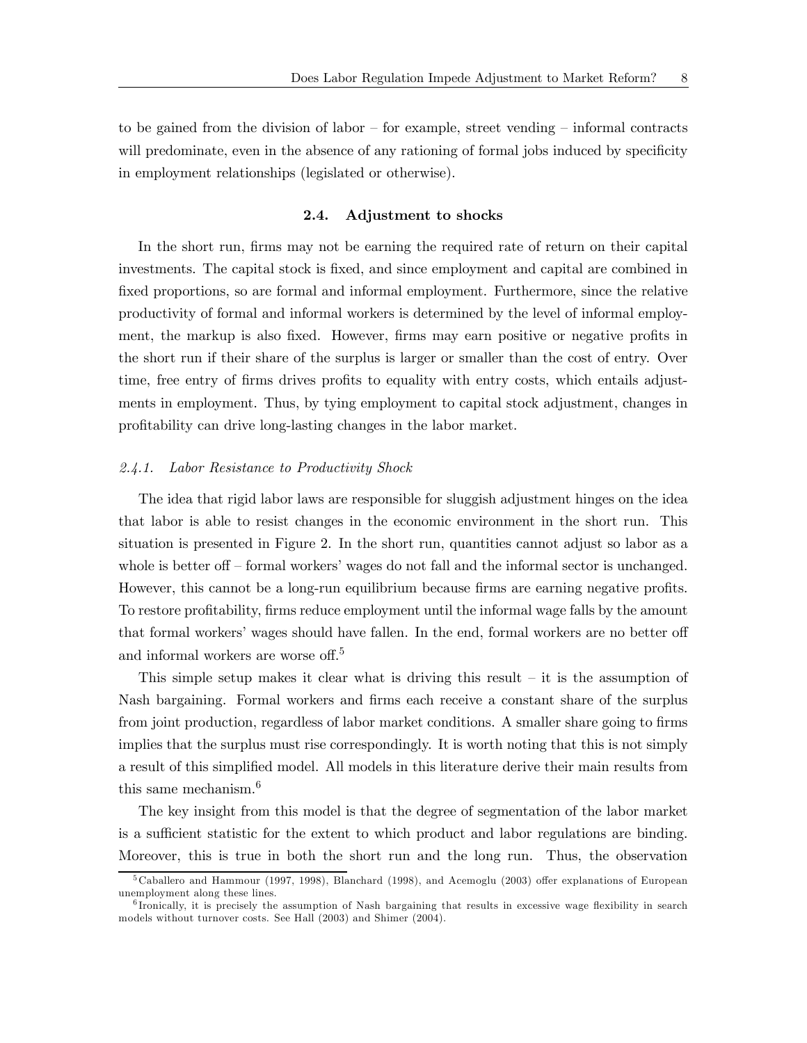to be gained from the division of labor – for example, street vending – informal contracts will predominate, even in the absence of any rationing of formal jobs induced by specificity in employment relationships (legislated or otherwise).

### 2.4. Adjustment to shocks

In the short run, firms may not be earning the required rate of return on their capital investments. The capital stock is fixed, and since employment and capital are combined in fixed proportions, so are formal and informal employment. Furthermore, since the relative productivity of formal and informal workers is determined by the level of informal employment, the markup is also fixed. However, firms may earn positive or negative profits in the short run if their share of the surplus is larger or smaller than the cost of entry. Over time, free entry of firms drives profits to equality with entry costs, which entails adjustments in employment. Thus, by tying employment to capital stock adjustment, changes in profitability can drive long-lasting changes in the labor market.

#### *2.4.1. Labor Resistance to Productivity Shock*

The idea that rigid labor laws are responsible for sluggish adjustment hinges on the idea that labor is able to resist changes in the economic environment in the short run. This situation is presented in Figure 2. In the short run, quantities cannot adjust so labor as a whole is better off – formal workers' wages do not fall and the informal sector is unchanged. However, this cannot be a long-run equilibrium because firms are earning negative profits. To restore profitability, firms reduce employment until the informal wage falls by the amount that formal workers' wages should have fallen. In the end, formal workers are no better off and informal workers are worse off.[5]

This simple setup makes it clear what is driving this result – it is the assumption of Nash bargaining. Formal workers and firms each receive a constant share of the surplus from joint production, regardless of labor market conditions. A smaller share going to firms implies that the surplus must rise correspondingly. It is worth noting that this is not simply a result of this simplified model. All models in this literature derive their main results from this same mechanism.[6]

The key insight from this model is that the degree of segmentation of the labor market is a sufficient statistic for the extent to which product and labor regulations are binding. Moreover, this is true in both the short run and the long run. Thus, the observation

[5] Caballero and Hammour (1997, 1998), Blanchard (1998), and Acemoglu (2003) offer explanations of European unemployment along these lines.

[6] Ironically, it is precisely the assumption of Nash bargaining that results in excessive wage flexibility in search models without turnover costs. See Hall (2003) and Shimer (2004).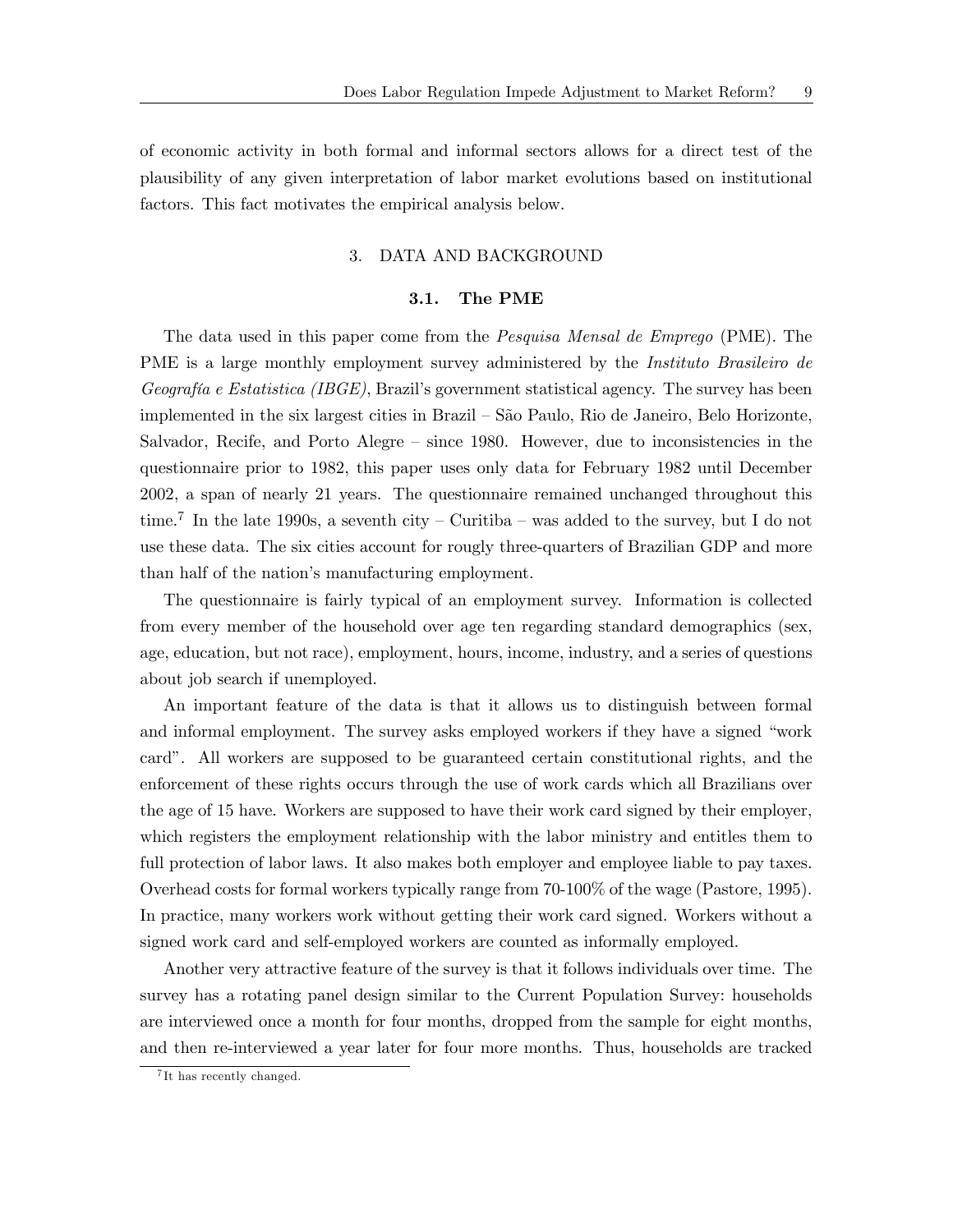of economic activity in both formal and informal sectors allows for a direct test of the plausibility of any given interpretation of labor market evolutions based on institutional factors. This fact motivates the empirical analysis below.

## 3. DATA AND BACKGROUND

### 3.1. The PME

The data used in this paper come from the *Pesquisa Mensal de Emprego* (PME). The PME is a large monthly employment survey administered by the *Instituto Brasileiro de Geografía e Estatistica (IBGE)*, Brazil's government statistical agency. The survey has been implemented in the six largest cities in Brazil – São Paulo, Rio de Janeiro, Belo Horizonte, Salvador, Recife, and Porto Alegre – since 1980. However, due to inconsistencies in the questionnaire prior to 1982, this paper uses only data for February 1982 until December 2002, a span of nearly 21 years. The questionnaire remained unchanged throughout this time.[7] In the late 1990s, a seventh city – Curitiba – was added to the survey, but I do not use these data. The six cities account for rougly three-quarters of Brazilian GDP and more than half of the nation's manufacturing employment.

The questionnaire is fairly typical of an employment survey. Information is collected from every member of the household over age ten regarding standard demographics (sex, age, education, but not race), employment, hours, income, industry, and a series of questions about job search if unemployed.

An important feature of the data is that it allows us to distinguish between formal and informal employment. The survey asks employed workers if they have a signed "work card". All workers are supposed to be guaranteed certain constitutional rights, and the enforcement of these rights occurs through the use of work cards which all Brazilians over the age of 15 have. Workers are supposed to have their work card signed by their employer, which registers the employment relationship with the labor ministry and entitles them to full protection of labor laws. It also makes both employer and employee liable to pay taxes. Overhead costs for formal workers typically range from 70-100% of the wage (Pastore, 1995). In practice, many workers work without getting their work card signed. Workers without a signed work card and self-employed workers are counted as informally employed.

Another very attractive feature of the survey is that it follows individuals over time. The survey has a rotating panel design similar to the Current Population Survey: households are interviewed once a month for four months, dropped from the sample for eight months, and then re-interviewed a year later for four more months. Thus, households are tracked

[7] It has recently changed.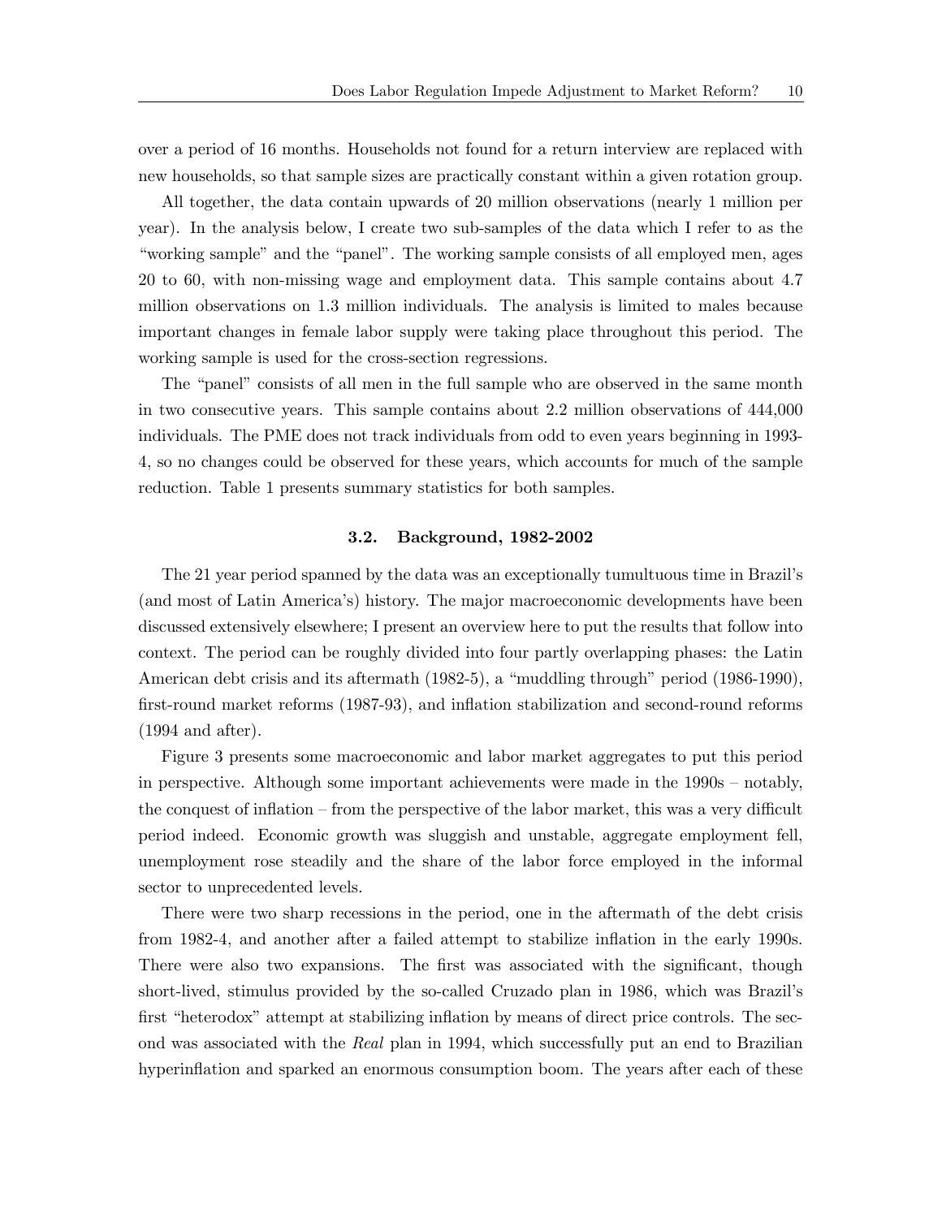over a period of 16 months. Households not found for a return interview are replaced with new households, so that sample sizes are practically constant within a given rotation group.

All together, the data contain upwards of 20 million observations (nearly 1 million per year). In the analysis below, I create two sub-samples of the data which I refer to as the "working sample" and the "panel". The working sample consists of all employed men, ages 20 to 60, with non-missing wage and employment data. This sample contains about 4.7 million observations on 1.3 million individuals. The analysis is limited to males because important changes in female labor supply were taking place throughout this period. The working sample is used for the cross-section regressions.

The "panel" consists of all men in the full sample who are observed in the same month in two consecutive years. This sample contains about 2.2 million observations of 444,000 individuals. The PME does not track individuals from odd to even years beginning in 1993-4, so no changes could be observed for these years, which accounts for much of the sample reduction. Table 1 presents summary statistics for both samples.

### 3.2. Background, 1982-2002

The 21 year period spanned by the data was an exceptionally tumultuous time in Brazil's (and most of Latin America's) history. The major macroeconomic developments have been discussed extensively elsewhere; I present an overview here to put the results that follow into context. The period can be roughly divided into four partly overlapping phases: the Latin American debt crisis and its aftermath (1982-5), a "muddling through" period (1986-1990), first-round market reforms (1987-93), and inflation stabilization and second-round reforms (1994 and after).

Figure 3 presents some macroeconomic and labor market aggregates to put this period in perspective. Although some important achievements were made in the 1990s – notably, the conquest of inflation – from the perspective of the labor market, this was a very difficult period indeed. Economic growth was sluggish and unstable, aggregate employment fell, unemployment rose steadily and the share of the labor force employed in the informal sector to unprecedented levels.

There were two sharp recessions in the period, one in the aftermath of the debt crisis from 1982-4, and another after a failed attempt to stabilize inflation in the early 1990s. There were also two expansions. The first was associated with the significant, though short-lived, stimulus provided by the so-called Cruzado plan in 1986, which was Brazil's first "heterodox" attempt at stabilizing inflation by means of direct price controls. The second was associated with the *Real* plan in 1994, which successfully put an end to Brazilian hyperinflation and sparked an enormous consumption boom. The years after each of these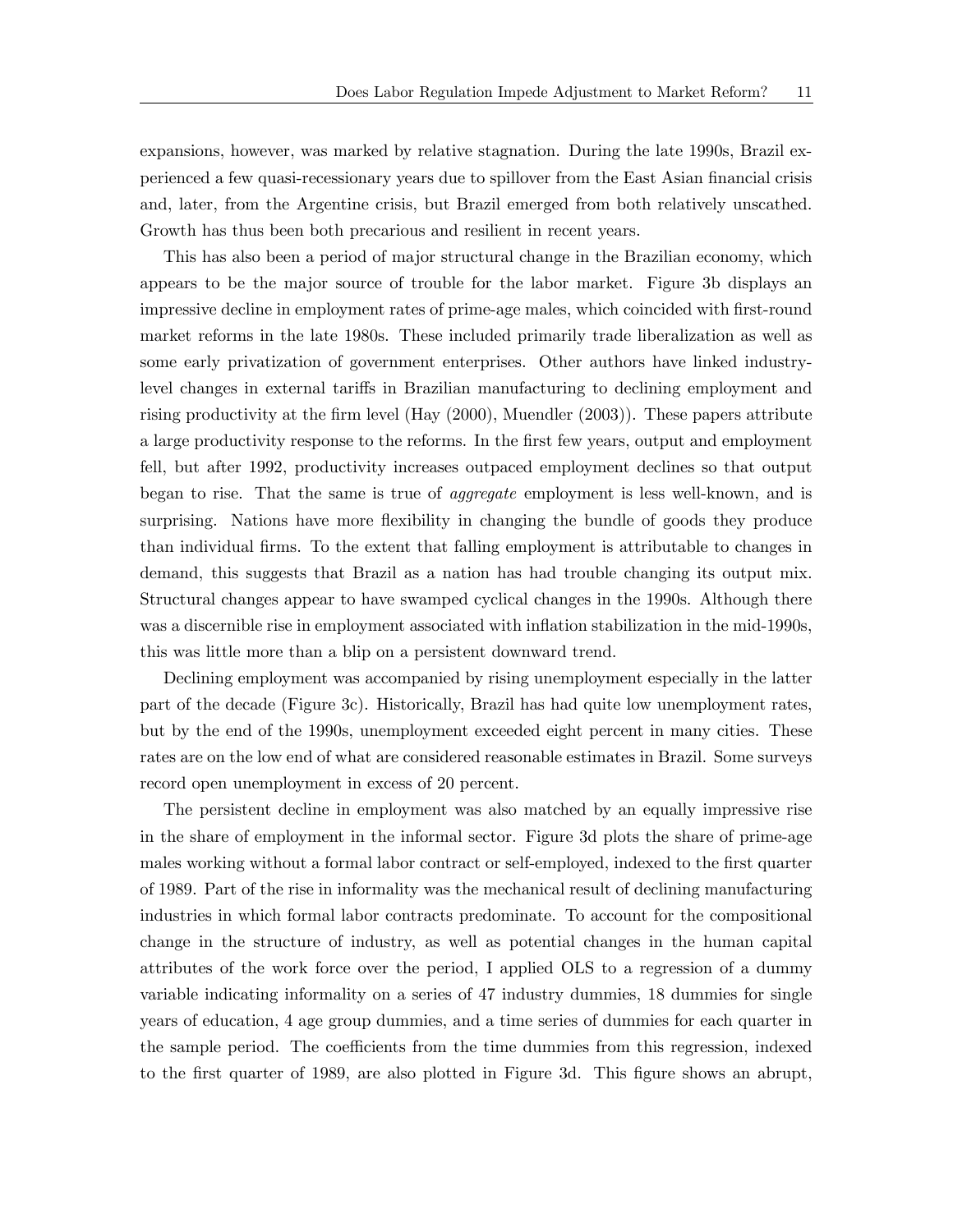expansions, however, was marked by relative stagnation. During the late 1990s, Brazil experienced a few quasi-recessionary years due to spillover from the East Asian financial crisis and, later, from the Argentine crisis, but Brazil emerged from both relatively unscathed. Growth has thus been both precarious and resilient in recent years.

This has also been a period of major structural change in the Brazilian economy, which appears to be the major source of trouble for the labor market. Figure 3b displays an impressive decline in employment rates of prime-age males, which coincided with first-round market reforms in the late 1980s. These included primarily trade liberalization as well as some early privatization of government enterprises. Other authors have linked industry-level changes in external tariffs in Brazilian manufacturing to declining employment and rising productivity at the firm level (Hay (2000), Muendler (2003)). These papers attribute a large productivity response to the reforms. In the first few years, output and employment fell, but after 1992, productivity increases outpaced employment declines so that output began to rise. That the same is true of *aggregate* employment is less well-known, and is surprising. Nations have more flexibility in changing the bundle of goods they produce than individual firms. To the extent that falling employment is attributable to changes in demand, this suggests that Brazil as a nation has had trouble changing its output mix. Structural changes appear to have swamped cyclical changes in the 1990s. Although there was a discernible rise in employment associated with inflation stabilization in the mid-1990s, this was little more than a blip on a persistent downward trend.

Declining employment was accompanied by rising unemployment especially in the latter part of the decade (Figure 3c). Historically, Brazil has had quite low unemployment rates, but by the end of the 1990s, unemployment exceeded eight percent in many cities. These rates are on the low end of what are considered reasonable estimates in Brazil. Some surveys record open unemployment in excess of 20 percent.

The persistent decline in employment was also matched by an equally impressive rise in the share of employment in the informal sector. Figure 3d plots the share of prime-age males working without a formal labor contract or self-employed, indexed to the first quarter of 1989. Part of the rise in informality was the mechanical result of declining manufacturing industries in which formal labor contracts predominate. To account for the compositional change in the structure of industry, as well as potential changes in the human capital attributes of the work force over the period, I applied OLS to a regression of a dummy variable indicating informality on a series of 47 industry dummies, 18 dummies for single years of education, 4 age group dummies, and a time series of dummies for each quarter in the sample period. The coefficients from the time dummies from this regression, indexed to the first quarter of 1989, are also plotted in Figure 3d. This figure shows an abrupt,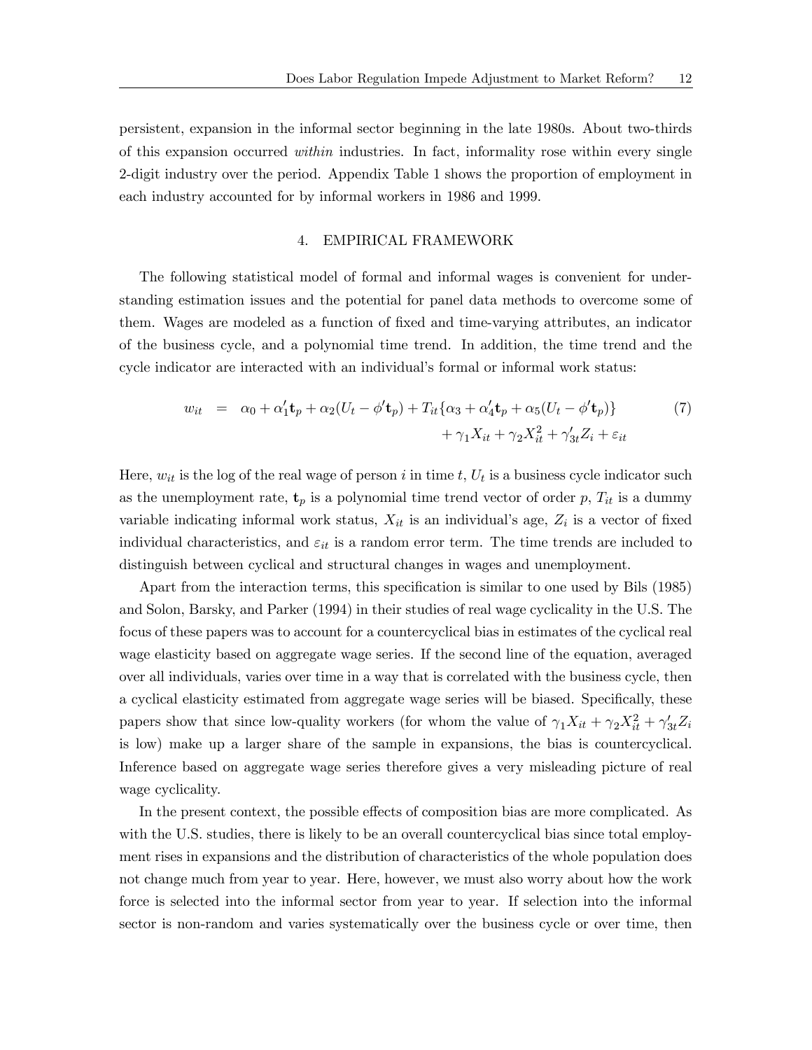persistent, expansion in the informal sector beginning in the late 1980s. About two-thirds of this expansion occurred *within* industries. In fact, informality rose within every single 2-digit industry over the period. Appendix Table 1 shows the proportion of employment in each industry accounted for by informal workers in 1986 and 1999.

## 4. EMPIRICAL FRAMEWORK

The following statistical model of formal and informal wages is convenient for understanding estimation issues and the potential for panel data methods to overcome some of them. Wages are modeled as a function of fixed and time-varying attributes, an indicator of the business cycle, and a polynomial time trend. In addition, the time trend and the cycle indicator are interacted with an individual's formal or informal work status:

$$
\begin{aligned}
w_{it} \;&=\; \alpha_0 + \alpha_1' \mathbf{t}_p + \alpha_2 (U_t - \phi' \mathbf{t}_p) + T_{it}\{\alpha_3 + \alpha_4' \mathbf{t}_p + \alpha_5 (U_t - \phi' \mathbf{t}_p)\} \\
&\quad + \gamma_1 X_{it} + \gamma_2 X_{it}^2 + \gamma_{3t}' Z_i + \varepsilon_{it}
\end{aligned}
\tag{7}
$$

Here, $w_{it}$ is the log of the real wage of person $i$ in time $t$, $U_t$ is a business cycle indicator such as the unemployment rate, $\mathbf{t}_p$ is a polynomial time trend vector of order $p$, $T_{it}$ is a dummy variable indicating informal work status, $X_{it}$ is an individual's age, $Z_i$ is a vector of fixed individual characteristics, and $\varepsilon_{it}$ is a random error term. The time trends are included to distinguish between cyclical and structural changes in wages and unemployment.

Apart from the interaction terms, this specification is similar to one used by Bils (1985) and Solon, Barsky, and Parker (1994) in their studies of real wage cyclicality in the U.S. The focus of these papers was to account for a countercyclical bias in estimates of the cyclical real wage elasticity based on aggregate wage series. If the second line of the equation, averaged over all individuals, varies over time in a way that is correlated with the business cycle, then a cyclical elasticity estimated from aggregate wage series will be biased. Specifically, these papers show that since low-quality workers (for whom the value of $\gamma_1 X_{it} + \gamma_2 X_{it}^2 + \gamma_{3t}' Z_i$ is low) make up a larger share of the sample in expansions, the bias is countercyclical. Inference based on aggregate wage series therefore gives a very misleading picture of real wage cyclicality.

In the present context, the possible effects of composition bias are more complicated. As with the U.S. studies, there is likely to be an overall countercyclical bias since total employment rises in expansions and the distribution of characteristics of the whole population does not change much from year to year. Here, however, we must also worry about how the work force is selected into the informal sector from year to year. If selection into the informal sector is non-random and varies systematically over the business cycle or over time, then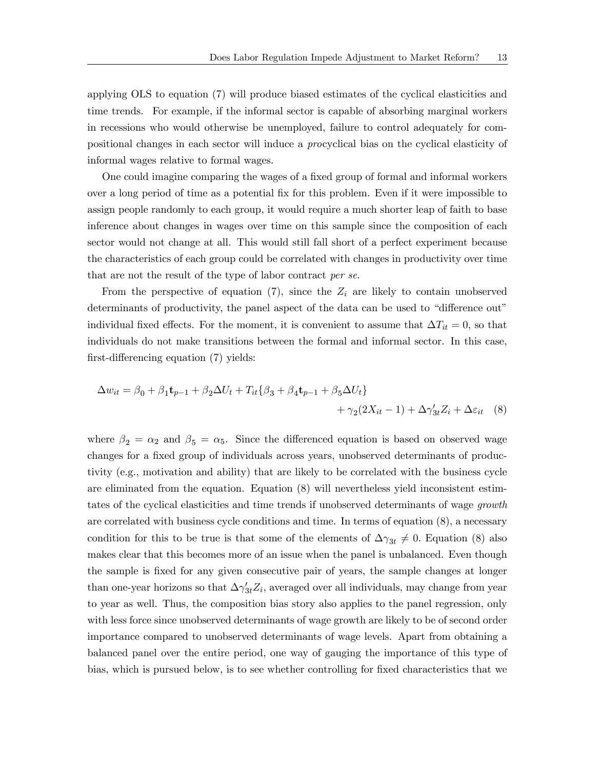applying OLS to equation (7) will produce biased estimates of the cyclical elasticities and time trends. For example, if the informal sector is capable of absorbing marginal workers in recessions who would otherwise be unemployed, failure to control adequately for compositional changes in each sector will induce a *pro*cyclical bias on the cyclical elasticity of informal wages relative to formal wages.

One could imagine comparing the wages of a fixed group of formal and informal workers over a long period of time as a potential fix for this problem. Even if it were impossible to assign people randomly to each group, it would require a much shorter leap of faith to base inference about changes in wages over time on this sample since the composition of each sector would not change at all. This would still fall short of a perfect experiment because the characteristics of each group could be correlated with changes in productivity over time that are not the result of the type of labor contract *per se*.

From the perspective of equation (7), since the $Z_i$ are likely to contain unobserved determinants of productivity, the panel aspect of the data can be used to "difference out" individual fixed effects. For the moment, it is convenient to assume that $\Delta T_{it} = 0$, so that individuals do not make transitions between the formal and informal sector. In this case, first-differencing equation (7) yields:

$$\Delta w_{it} = \beta_0 + \beta_1 \mathbf{t}_{p-1} + \beta_2 \Delta U_t + T_{it}\{\beta_3 + \beta_4 \mathbf{t}_{p-1} + \beta_5 \Delta U_t\} + \gamma_2(2X_{it} - 1) + \Delta\gamma_{3t}' Z_i + \Delta\varepsilon_{it} \quad (8)$$

where $\beta_2 = \alpha_2$ and $\beta_5 = \alpha_5$. Since the differenced equation is based on observed wage changes for a fixed group of individuals across years, unobserved determinants of productivity (e.g., motivation and ability) that are likely to be correlated with the business cycle are eliminated from the equation. Equation (8) will nevertheless yield inconsistent estimtates of the cyclical elasticities and time trends if unobserved determinants of wage *growth* are correlated with business cycle conditions and time. In terms of equation (8), a necessary condition for this to be true is that some of the elements of $\Delta\gamma_{3t} \neq 0$. Equation (8) also makes clear that this becomes more of an issue when the panel is unbalanced. Even though the sample is fixed for any given consecutive pair of years, the sample changes at longer than one-year horizons so that $\Delta\gamma_{3t}' Z_i$, averaged over all individuals, may change from year to year as well. Thus, the composition bias story also applies to the panel regression, only with less force since unobserved determinants of wage growth are likely to be of second order importance compared to unobserved determinants of wage levels. Apart from obtaining a balanced panel over the entire period, one way of gauging the importance of this type of bias, which is pursued below, is to see whether controlling for fixed characteristics that we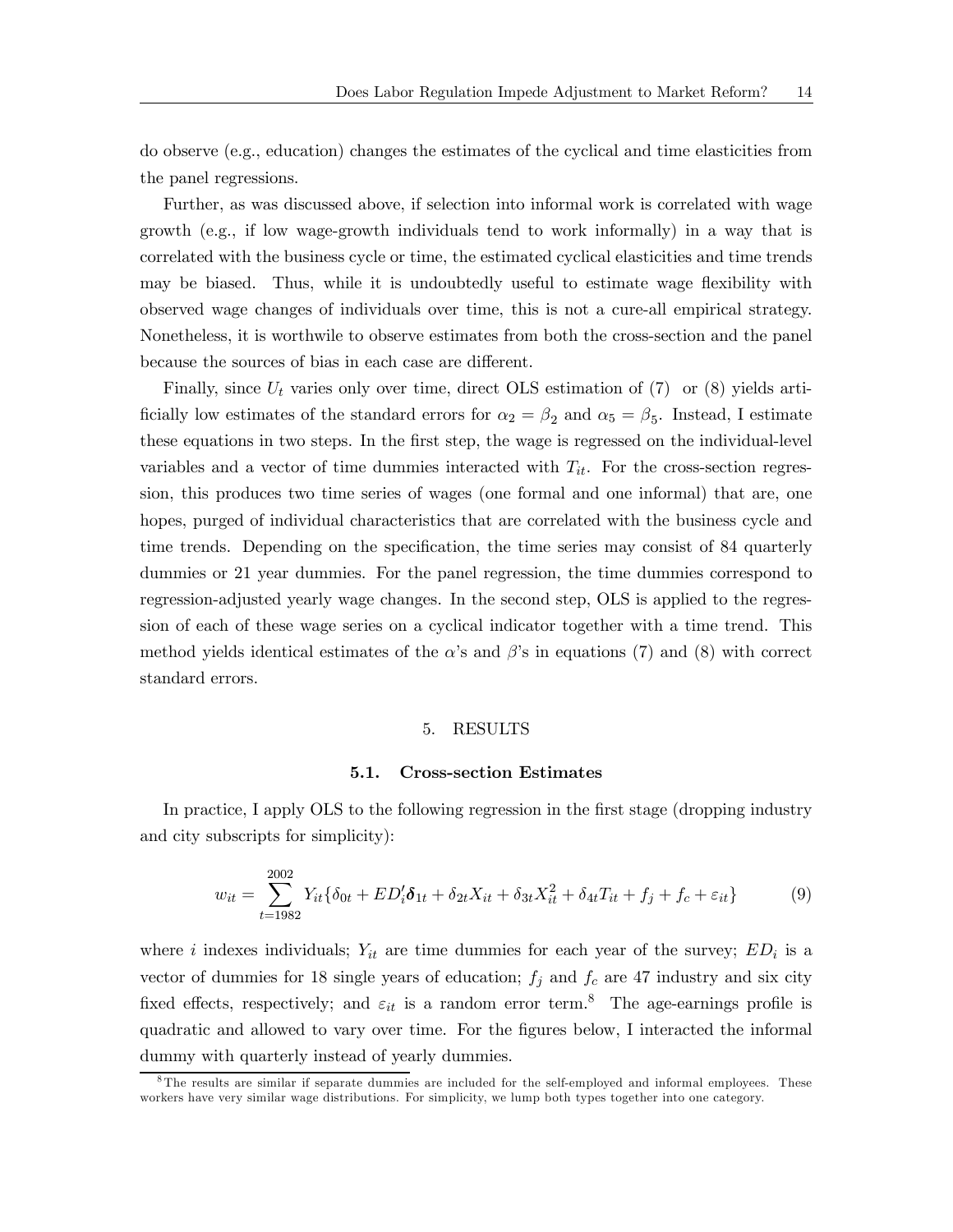do observe (e.g., education) changes the estimates of the cyclical and time elasticities from the panel regressions.

Further, as was discussed above, if selection into informal work is correlated with wage growth (e.g., if low wage-growth individuals tend to work informally) in a way that is correlated with the business cycle or time, the estimated cyclical elasticities and time trends may be biased. Thus, while it is undoubtedly useful to estimate wage flexibility with observed wage changes of individuals over time, this is not a cure-all empirical strategy. Nonetheless, it is worthwile to observe estimates from both the cross-section and the panel because the sources of bias in each case are different.

Finally, since $U_t$ varies only over time, direct OLS estimation of (7) or (8) yields artificially low estimates of the standard errors for $\alpha_2 = \beta_2$ and $\alpha_5 = \beta_5$. Instead, I estimate these equations in two steps. In the first step, the wage is regressed on the individual-level variables and a vector of time dummies interacted with $T_{it}$. For the cross-section regression, this produces two time series of wages (one formal and one informal) that are, one hopes, purged of individual characteristics that are correlated with the business cycle and time trends. Depending on the specification, the time series may consist of 84 quarterly dummies or 21 year dummies. For the panel regression, the time dummies correspond to regression-adjusted yearly wage changes. In the second step, OLS is applied to the regression of each of these wage series on a cyclical indicator together with a time trend. This method yields identical estimates of the $\alpha$'s and $\beta$'s in equations (7) and (8) with correct standard errors.

## 5. RESULTS

### 5.1. Cross-section Estimates

In practice, I apply OLS to the following regression in the first stage (dropping industry and city subscripts for simplicity):

$$w_{it} = \sum_{t=1982}^{2002} Y_{it}\{\delta_{0t} + ED_i'\boldsymbol{\delta}_{1t} + \delta_{2t}X_{it} + \delta_{3t}X_{it}^2 + \delta_{4t}T_{it} + f_j + f_c + \varepsilon_{it}\} \tag{9}$$

where $i$ indexes individuals; $Y_{it}$ are time dummies for each year of the survey; $ED_i$ is a vector of dummies for 18 single years of education; $f_j$ and $f_c$ are 47 industry and six city fixed effects, respectively; and $\varepsilon_{it}$ is a random error term.[8] The age-earnings profile is quadratic and allowed to vary over time. For the figures below, I interacted the informal dummy with quarterly instead of yearly dummies.

[8] The results are similar if separate dummies are included for the self-employed and informal employees. These workers have very similar wage distributions. For simplicity, we lump both types together into one category.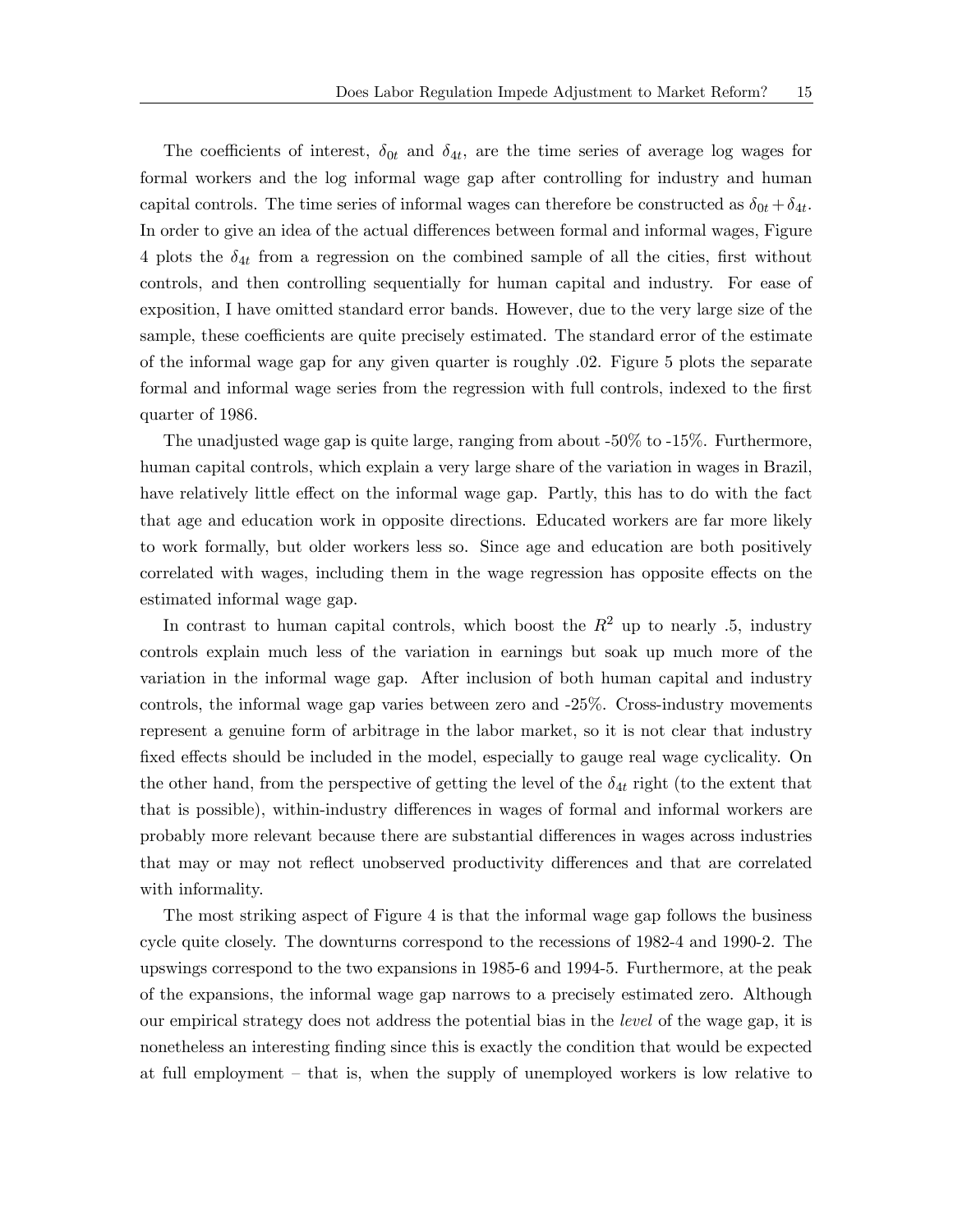The coefficients of interest, $\delta_{0t}$ and $\delta_{4t}$, are the time series of average log wages for formal workers and the log informal wage gap after controlling for industry and human capital controls. The time series of informal wages can therefore be constructed as $\delta_{0t} + \delta_{4t}$. In order to give an idea of the actual differences between formal and informal wages, Figure 4 plots the $\delta_{4t}$ from a regression on the combined sample of all the cities, first without controls, and then controlling sequentially for human capital and industry. For ease of exposition, I have omitted standard error bands. However, due to the very large size of the sample, these coefficients are quite precisely estimated. The standard error of the estimate of the informal wage gap for any given quarter is roughly .02. Figure 5 plots the separate formal and informal wage series from the regression with full controls, indexed to the first quarter of 1986.

The unadjusted wage gap is quite large, ranging from about -50% to -15%. Furthermore, human capital controls, which explain a very large share of the variation in wages in Brazil, have relatively little effect on the informal wage gap. Partly, this has to do with the fact that age and education work in opposite directions. Educated workers are far more likely to work formally, but older workers less so. Since age and education are both positively correlated with wages, including them in the wage regression has opposite effects on the estimated informal wage gap.

In contrast to human capital controls, which boost the $R^2$ up to nearly .5, industry controls explain much less of the variation in earnings but soak up much more of the variation in the informal wage gap. After inclusion of both human capital and industry controls, the informal wage gap varies between zero and -25%. Cross-industry movements represent a genuine form of arbitrage in the labor market, so it is not clear that industry fixed effects should be included in the model, especially to gauge real wage cyclicality. On the other hand, from the perspective of getting the level of the $\delta_{4t}$ right (to the extent that that is possible), within-industry differences in wages of formal and informal workers are probably more relevant because there are substantial differences in wages across industries that may or may not reflect unobserved productivity differences and that are correlated with informality.

The most striking aspect of Figure 4 is that the informal wage gap follows the business cycle quite closely. The downturns correspond to the recessions of 1982-4 and 1990-2. The upswings correspond to the two expansions in 1985-6 and 1994-5. Furthermore, at the peak of the expansions, the informal wage gap narrows to a precisely estimated zero. Although our empirical strategy does not address the potential bias in the *level* of the wage gap, it is nonetheless an interesting finding since this is exactly the condition that would be expected at full employment – that is, when the supply of unemployed workers is low relative to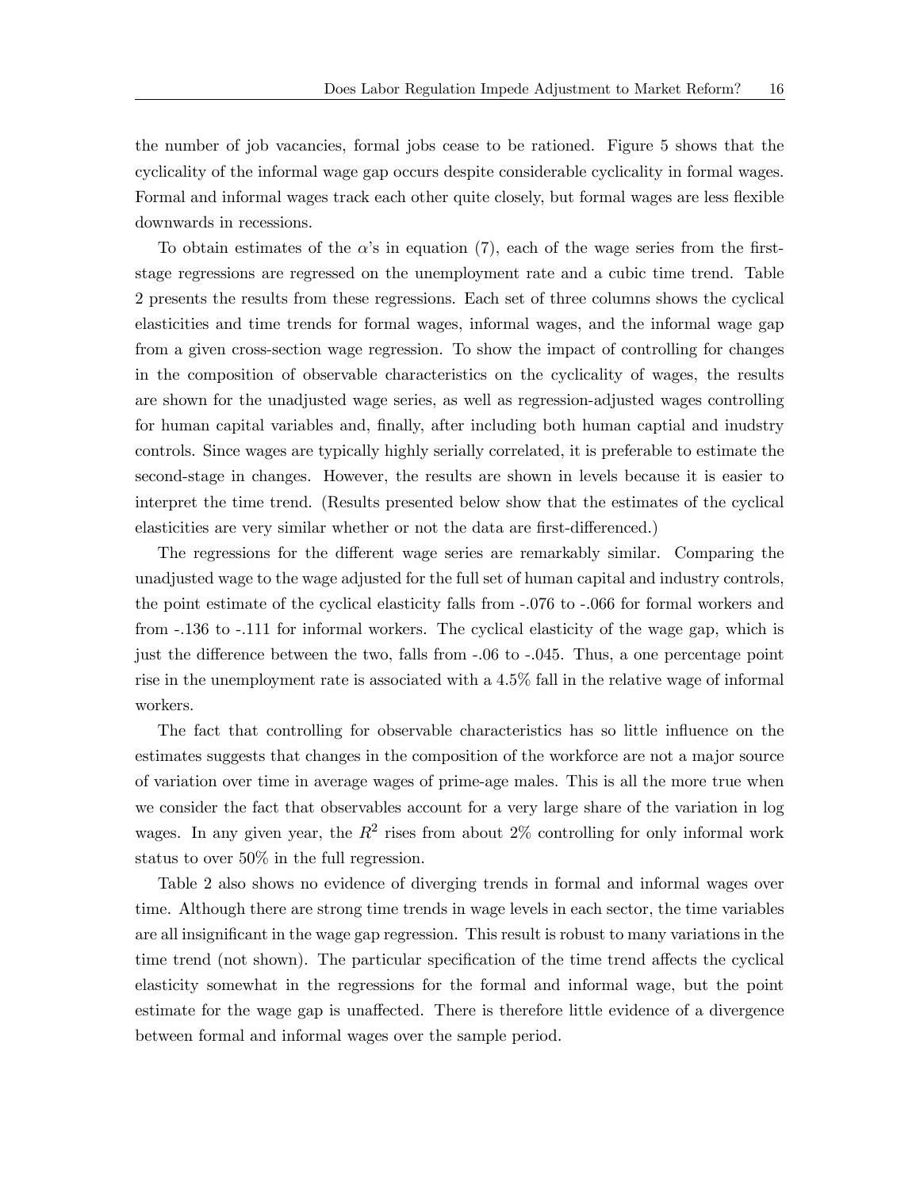the number of job vacancies, formal jobs cease to be rationed. Figure 5 shows that the cyclicality of the informal wage gap occurs despite considerable cyclicality in formal wages. Formal and informal wages track each other quite closely, but formal wages are less flexible downwards in recessions.

To obtain estimates of the $\alpha$'s in equation (7), each of the wage series from the first-stage regressions are regressed on the unemployment rate and a cubic time trend. Table 2 presents the results from these regressions. Each set of three columns shows the cyclical elasticities and time trends for formal wages, informal wages, and the informal wage gap from a given cross-section wage regression. To show the impact of controlling for changes in the composition of observable characteristics on the cyclicality of wages, the results are shown for the unadjusted wage series, as well as regression-adjusted wages controlling for human capital variables and, finally, after including both human captial and inudstry controls. Since wages are typically highly serially correlated, it is preferable to estimate the second-stage in changes. However, the results are shown in levels because it is easier to interpret the time trend. (Results presented below show that the estimates of the cyclical elasticities are very similar whether or not the data are first-differenced.)

The regressions for the different wage series are remarkably similar. Comparing the unadjusted wage to the wage adjusted for the full set of human capital and industry controls, the point estimate of the cyclical elasticity falls from -.076 to -.066 for formal workers and from -.136 to -.111 for informal workers. The cyclical elasticity of the wage gap, which is just the difference between the two, falls from -.06 to -.045. Thus, a one percentage point rise in the unemployment rate is associated with a 4.5% fall in the relative wage of informal workers.

The fact that controlling for observable characteristics has so little influence on the estimates suggests that changes in the composition of the workforce are not a major source of variation over time in average wages of prime-age males. This is all the more true when we consider the fact that observables account for a very large share of the variation in log wages. In any given year, the $R^2$ rises from about 2% controlling for only informal work status to over 50% in the full regression.

Table 2 also shows no evidence of diverging trends in formal and informal wages over time. Although there are strong time trends in wage levels in each sector, the time variables are all insignificant in the wage gap regression. This result is robust to many variations in the time trend (not shown). The particular specification of the time trend affects the cyclical elasticity somewhat in the regressions for the formal and informal wage, but the point estimate for the wage gap is unaffected. There is therefore little evidence of a divergence between formal and informal wages over the sample period.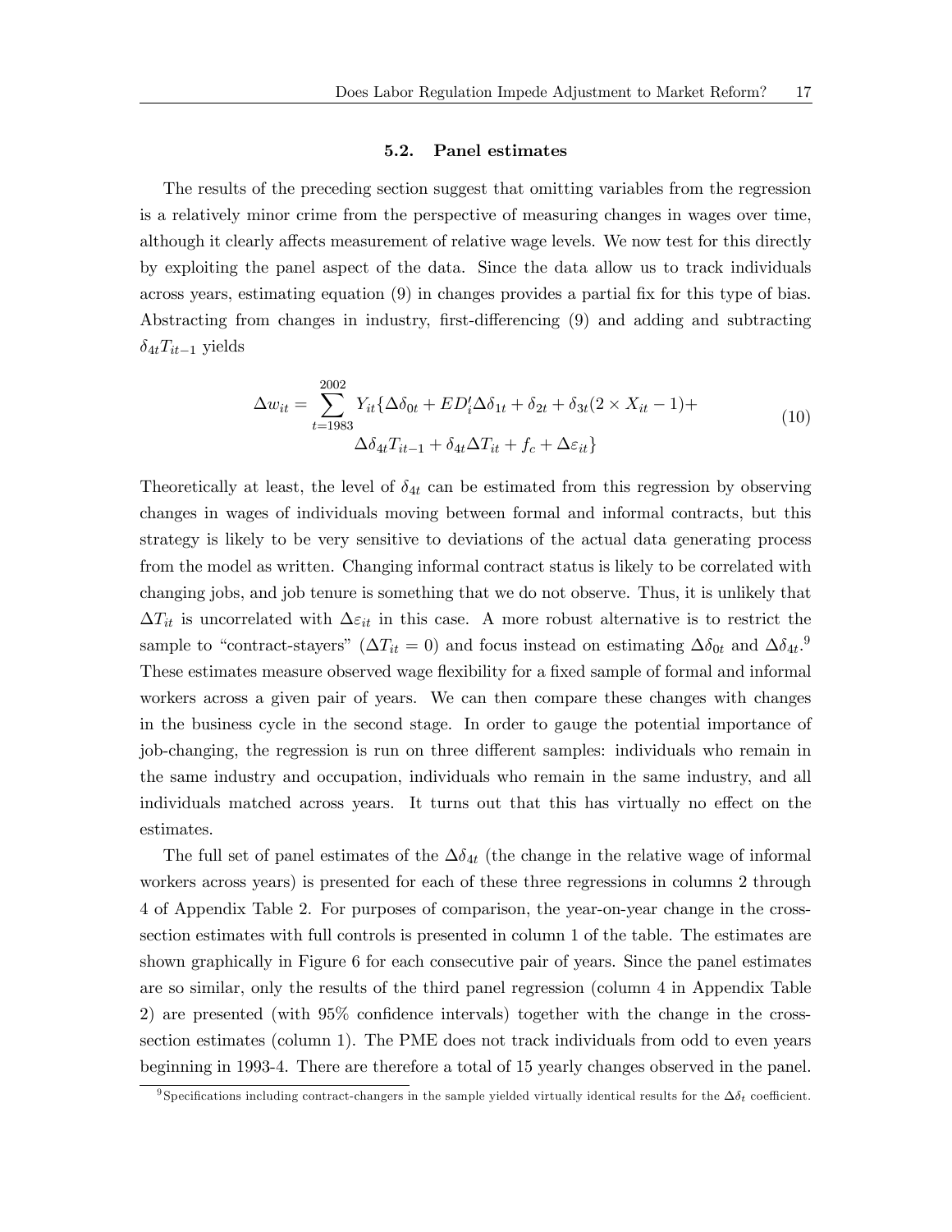### 5.2. Panel estimates

The results of the preceding section suggest that omitting variables from the regression is a relatively minor crime from the perspective of measuring changes in wages over time, although it clearly affects measurement of relative wage levels. We now test for this directly by exploiting the panel aspect of the data. Since the data allow us to track individuals across years, estimating equation (9) in changes provides a partial fix for this type of bias. Abstracting from changes in industry, first-differencing (9) and adding and subtracting $\delta_{4t}T_{it-1}$ yields

$$
\begin{aligned}
\Delta w_{it} = \sum_{t=1983}^{2002} Y_{it}\{&\Delta\delta_{0t} + ED_i'\Delta\delta_{1t} + \delta_{2t} + \delta_{3t}(2 \times X_{it} - 1) + \\
&\Delta\delta_{4t}T_{it-1} + \delta_{4t}\Delta T_{it} + f_c + \Delta\varepsilon_{it}\}
\end{aligned}
\tag{10}
$$

Theoretically at least, the level of $\delta_{4t}$ can be estimated from this regression by observing changes in wages of individuals moving between formal and informal contracts, but this strategy is likely to be very sensitive to deviations of the actual data generating process from the model as written. Changing informal contract status is likely to be correlated with changing jobs, and job tenure is something that we do not observe. Thus, it is unlikely that $\Delta T_{it}$ is uncorrelated with $\Delta\varepsilon_{it}$ in this case. A more robust alternative is to restrict the sample to "contract-stayers" ($\Delta T_{it} = 0$) and focus instead on estimating $\Delta\delta_{0t}$ and $\Delta\delta_{4t}$.[9] These estimates measure observed wage flexibility for a fixed sample of formal and informal workers across a given pair of years. We can then compare these changes with changes in the business cycle in the second stage. In order to gauge the potential importance of job-changing, the regression is run on three different samples: individuals who remain in the same industry and occupation, individuals who remain in the same industry, and all individuals matched across years. It turns out that this has virtually no effect on the estimates.

The full set of panel estimates of the $\Delta\delta_{4t}$ (the change in the relative wage of informal workers across years) is presented for each of these three regressions in columns 2 through 4 of Appendix Table 2. For purposes of comparison, the year-on-year change in the cross-section estimates with full controls is presented in column 1 of the table. The estimates are shown graphically in Figure 6 for each consecutive pair of years. Since the panel estimates are so similar, only the results of the third panel regression (column 4 in Appendix Table 2) are presented (with 95% confidence intervals) together with the change in the cross-section estimates (column 1). The PME does not track individuals from odd to even years beginning in 1993-4. There are therefore a total of 15 yearly changes observed in the panel.

[9] Specifications including contract-changers in the sample yielded virtually identical results for the $\Delta\delta_t$ coefficient.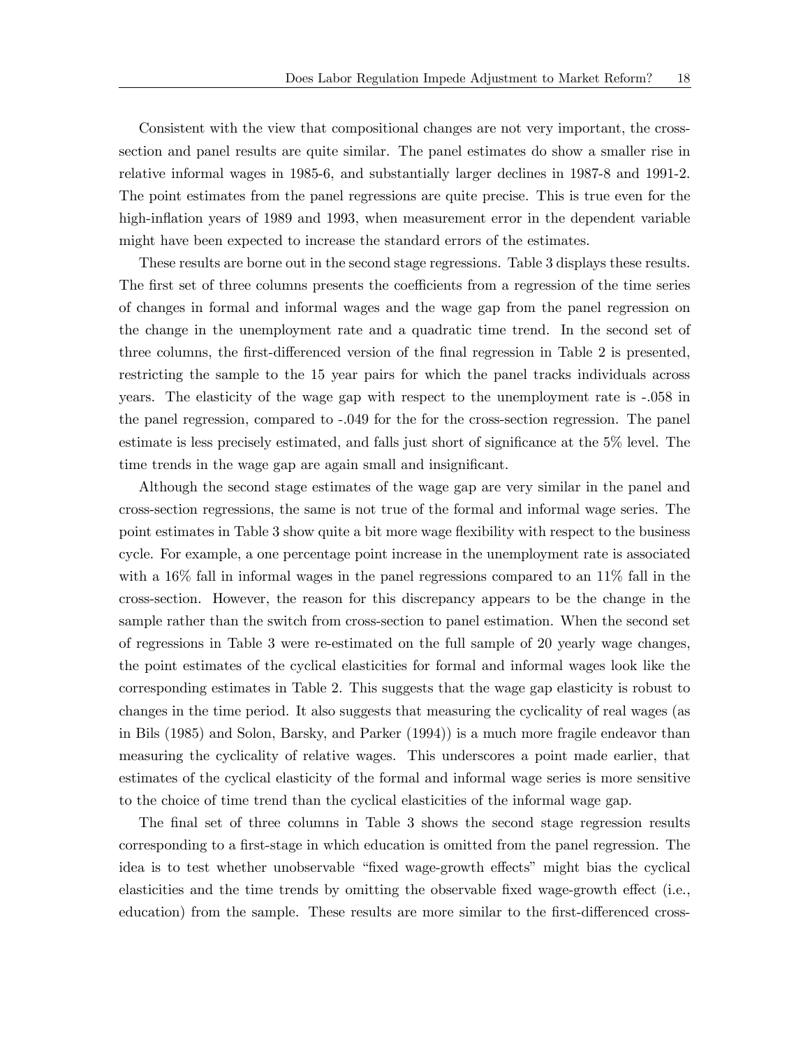Consistent with the view that compositional changes are not very important, the cross-section and panel results are quite similar. The panel estimates do show a smaller rise in relative informal wages in 1985-6, and substantially larger declines in 1987-8 and 1991-2. The point estimates from the panel regressions are quite precise. This is true even for the high-inflation years of 1989 and 1993, when measurement error in the dependent variable might have been expected to increase the standard errors of the estimates.

These results are borne out in the second stage regressions. Table 3 displays these results. The first set of three columns presents the coefficients from a regression of the time series of changes in formal and informal wages and the wage gap from the panel regression on the change in the unemployment rate and a quadratic time trend. In the second set of three columns, the first-differenced version of the final regression in Table 2 is presented, restricting the sample to the 15 year pairs for which the panel tracks individuals across years. The elasticity of the wage gap with respect to the unemployment rate is -.058 in the panel regression, compared to -.049 for the for the cross-section regression. The panel estimate is less precisely estimated, and falls just short of significance at the 5% level. The time trends in the wage gap are again small and insignificant.

Although the second stage estimates of the wage gap are very similar in the panel and cross-section regressions, the same is not true of the formal and informal wage series. The point estimates in Table 3 show quite a bit more wage flexibility with respect to the business cycle. For example, a one percentage point increase in the unemployment rate is associated with a 16% fall in informal wages in the panel regressions compared to an 11% fall in the cross-section. However, the reason for this discrepancy appears to be the change in the sample rather than the switch from cross-section to panel estimation. When the second set of regressions in Table 3 were re-estimated on the full sample of 20 yearly wage changes, the point estimates of the cyclical elasticities for formal and informal wages look like the corresponding estimates in Table 2. This suggests that the wage gap elasticity is robust to changes in the time period. It also suggests that measuring the cyclicality of real wages (as in Bils (1985) and Solon, Barsky, and Parker (1994)) is a much more fragile endeavor than measuring the cyclicality of relative wages. This underscores a point made earlier, that estimates of the cyclical elasticity of the formal and informal wage series is more sensitive to the choice of time trend than the cyclical elasticities of the informal wage gap.

The final set of three columns in Table 3 shows the second stage regression results corresponding to a first-stage in which education is omitted from the panel regression. The idea is to test whether unobservable "fixed wage-growth effects" might bias the cyclical elasticities and the time trends by omitting the observable fixed wage-growth effect (i.e., education) from the sample. These results are more similar to the first-differenced cross-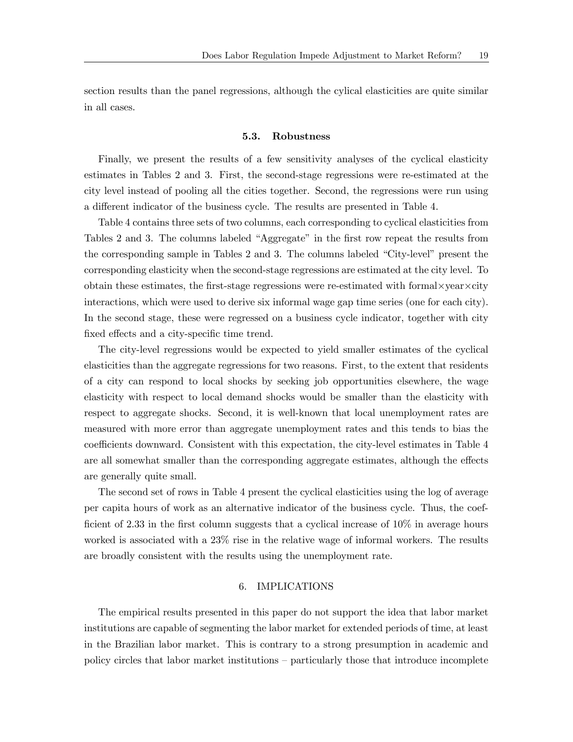section results than the panel regressions, although the cylical elasticities are quite similar in all cases.

### 5.3. Robustness

Finally, we present the results of a few sensitivity analyses of the cyclical elasticity estimates in Tables 2 and 3. First, the second-stage regressions were re-estimated at the city level instead of pooling all the cities together. Second, the regressions were run using a different indicator of the business cycle. The results are presented in Table 4.

Table 4 contains three sets of two columns, each corresponding to cyclical elasticities from Tables 2 and 3. The columns labeled "Aggregate" in the first row repeat the results from the corresponding sample in Tables 2 and 3. The columns labeled "City-level" present the corresponding elasticity when the second-stage regressions are estimated at the city level. To obtain these estimates, the first-stage regressions were re-estimated with formal×year×city interactions, which were used to derive six informal wage gap time series (one for each city). In the second stage, these were regressed on a business cycle indicator, together with city fixed effects and a city-specific time trend.

The city-level regressions would be expected to yield smaller estimates of the cyclical elasticities than the aggregate regressions for two reasons. First, to the extent that residents of a city can respond to local shocks by seeking job opportunities elsewhere, the wage elasticity with respect to local demand shocks would be smaller than the elasticity with respect to aggregate shocks. Second, it is well-known that local unemployment rates are measured with more error than aggregate unemployment rates and this tends to bias the coefficients downward. Consistent with this expectation, the city-level estimates in Table 4 are all somewhat smaller than the corresponding aggregate estimates, although the effects are generally quite small.

The second set of rows in Table 4 present the cyclical elasticities using the log of average per capita hours of work as an alternative indicator of the business cycle. Thus, the coefficient of 2.33 in the first column suggests that a cyclical increase of 10% in average hours worked is associated with a 23% rise in the relative wage of informal workers. The results are broadly consistent with the results using the unemployment rate.

## 6. IMPLICATIONS

The empirical results presented in this paper do not support the idea that labor market institutions are capable of segmenting the labor market for extended periods of time, at least in the Brazilian labor market. This is contrary to a strong presumption in academic and policy circles that labor market institutions – particularly those that introduce incomplete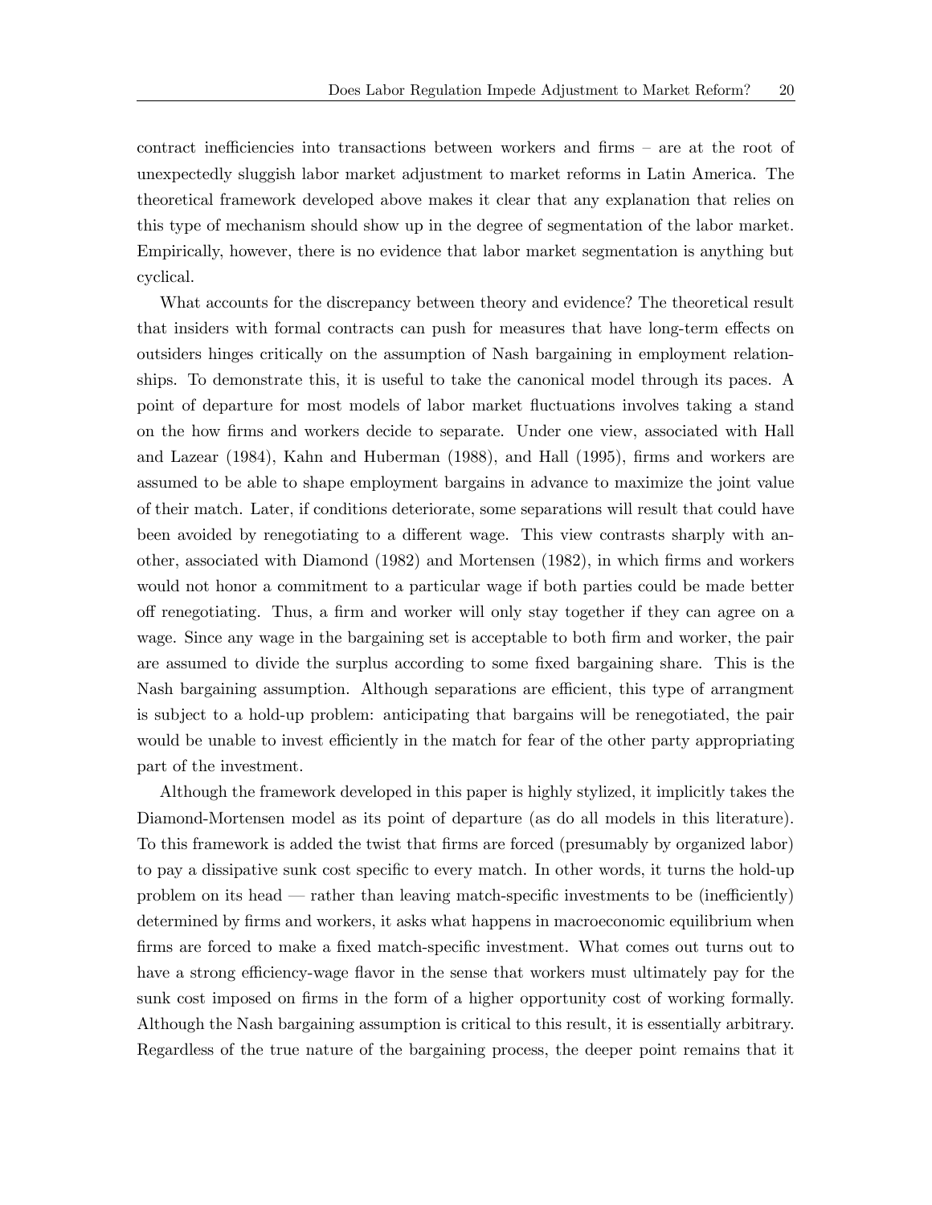contract inefficiencies into transactions between workers and firms – are at the root of unexpectedly sluggish labor market adjustment to market reforms in Latin America. The theoretical framework developed above makes it clear that any explanation that relies on this type of mechanism should show up in the degree of segmentation of the labor market. Empirically, however, there is no evidence that labor market segmentation is anything but cyclical.

What accounts for the discrepancy between theory and evidence? The theoretical result that insiders with formal contracts can push for measures that have long-term effects on outsiders hinges critically on the assumption of Nash bargaining in employment relationships. To demonstrate this, it is useful to take the canonical model through its paces. A point of departure for most models of labor market fluctuations involves taking a stand on the how firms and workers decide to separate. Under one view, associated with Hall and Lazear (1984), Kahn and Huberman (1988), and Hall (1995), firms and workers are assumed to be able to shape employment bargains in advance to maximize the joint value of their match. Later, if conditions deteriorate, some separations will result that could have been avoided by renegotiating to a different wage. This view contrasts sharply with another, associated with Diamond (1982) and Mortensen (1982), in which firms and workers would not honor a commitment to a particular wage if both parties could be made better off renegotiating. Thus, a firm and worker will only stay together if they can agree on a wage. Since any wage in the bargaining set is acceptable to both firm and worker, the pair are assumed to divide the surplus according to some fixed bargaining share. This is the Nash bargaining assumption. Although separations are efficient, this type of arrangment is subject to a hold-up problem: anticipating that bargains will be renegotiated, the pair would be unable to invest efficiently in the match for fear of the other party appropriating part of the investment.

Although the framework developed in this paper is highly stylized, it implicitly takes the Diamond-Mortensen model as its point of departure (as do all models in this literature). To this framework is added the twist that firms are forced (presumably by organized labor) to pay a dissipative sunk cost specific to every match. In other words, it turns the hold-up problem on its head — rather than leaving match-specific investments to be (inefficiently) determined by firms and workers, it asks what happens in macroeconomic equilibrium when firms are forced to make a fixed match-specific investment. What comes out turns out to have a strong efficiency-wage flavor in the sense that workers must ultimately pay for the sunk cost imposed on firms in the form of a higher opportunity cost of working formally. Although the Nash bargaining assumption is critical to this result, it is essentially arbitrary. Regardless of the true nature of the bargaining process, the deeper point remains that it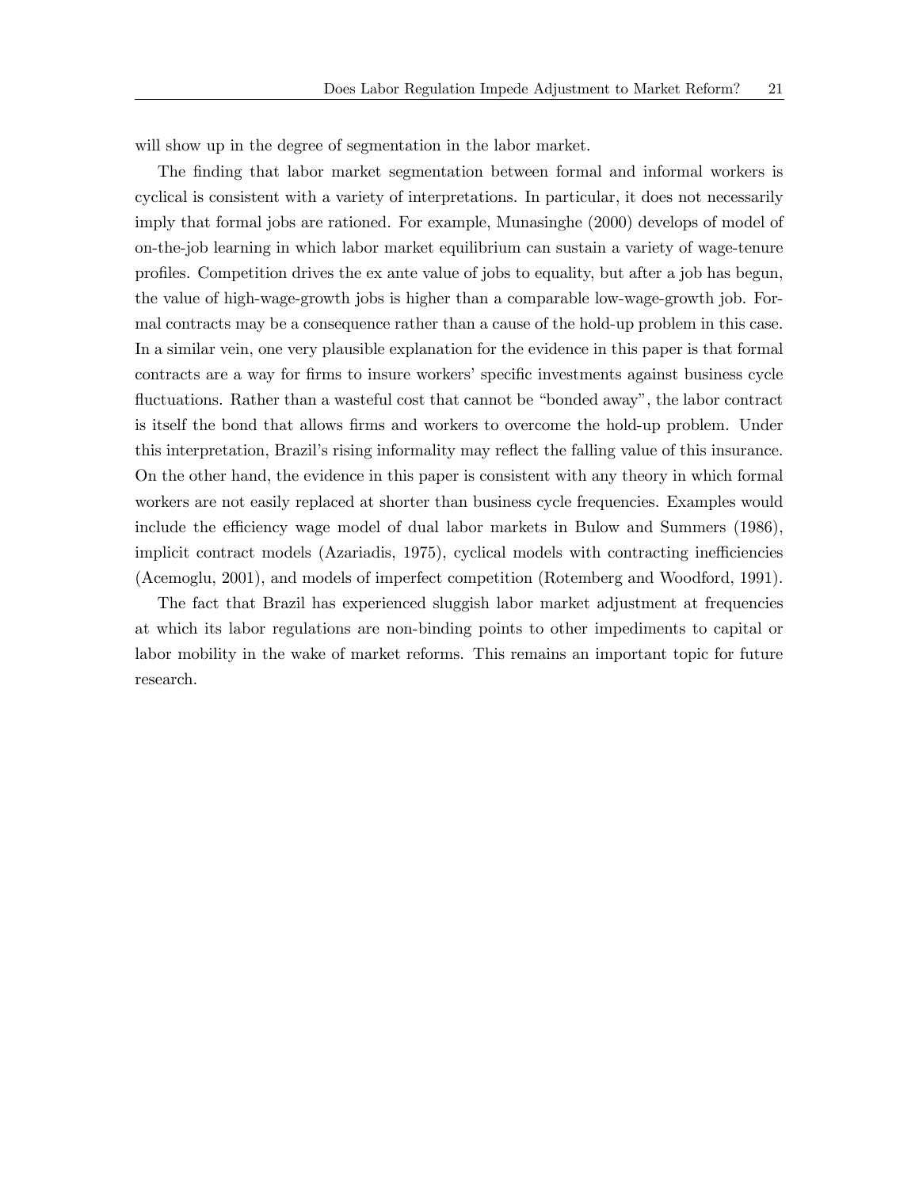will show up in the degree of segmentation in the labor market.

The finding that labor market segmentation between formal and informal workers is cyclical is consistent with a variety of interpretations. In particular, it does not necessarily imply that formal jobs are rationed. For example, Munasinghe (2000) develops of model of on-the-job learning in which labor market equilibrium can sustain a variety of wage-tenure profiles. Competition drives the ex ante value of jobs to equality, but after a job has begun, the value of high-wage-growth jobs is higher than a comparable low-wage-growth job. Formal contracts may be a consequence rather than a cause of the hold-up problem in this case. In a similar vein, one very plausible explanation for the evidence in this paper is that formal contracts are a way for firms to insure workers' specific investments against business cycle fluctuations. Rather than a wasteful cost that cannot be "bonded away", the labor contract is itself the bond that allows firms and workers to overcome the hold-up problem. Under this interpretation, Brazil's rising informality may reflect the falling value of this insurance. On the other hand, the evidence in this paper is consistent with any theory in which formal workers are not easily replaced at shorter than business cycle frequencies. Examples would include the efficiency wage model of dual labor markets in Bulow and Summers (1986), implicit contract models (Azariadis, 1975), cyclical models with contracting inefficiencies (Acemoglu, 2001), and models of imperfect competition (Rotemberg and Woodford, 1991).

The fact that Brazil has experienced sluggish labor market adjustment at frequencies at which its labor regulations are non-binding points to other impediments to capital or labor mobility in the wake of market reforms. This remains an important topic for future research.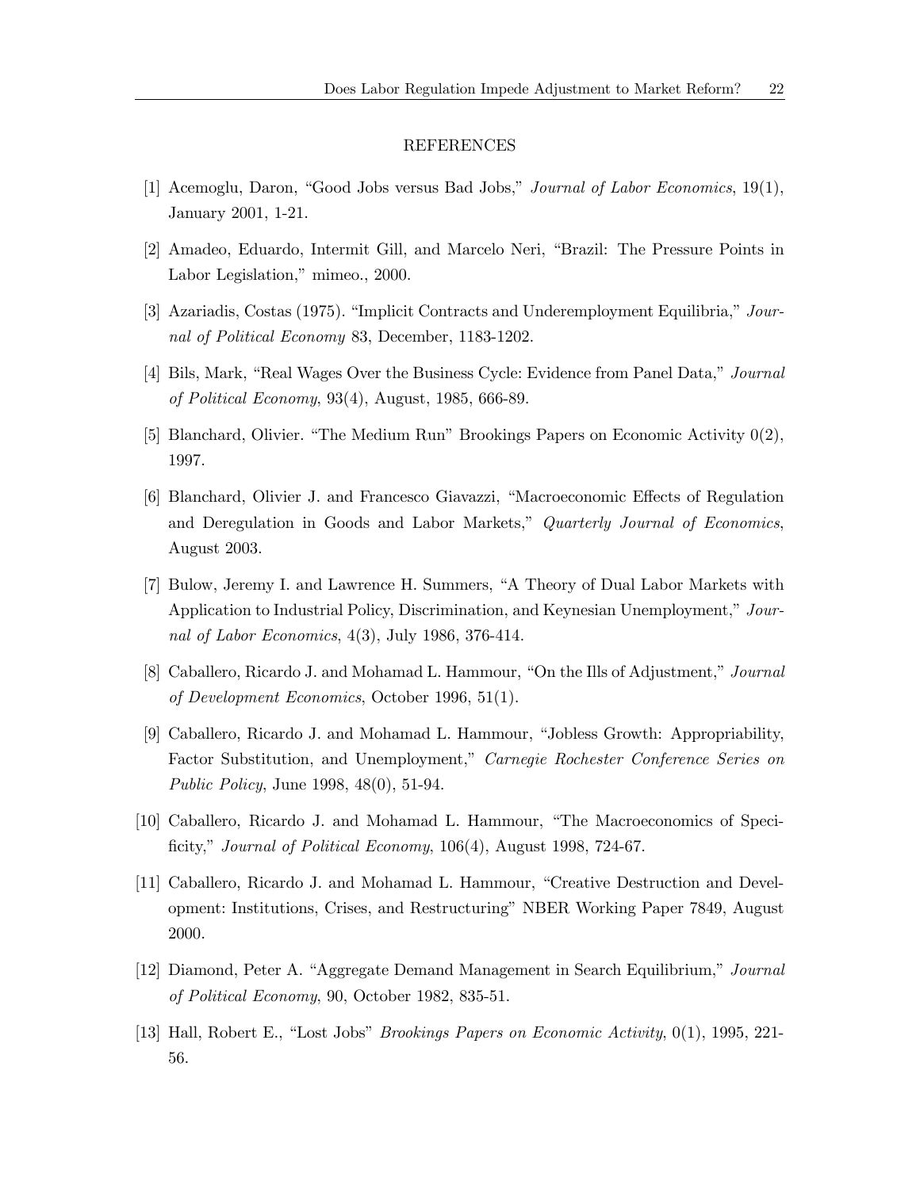## REFERENCES

[1] Acemoglu, Daron, "Good Jobs versus Bad Jobs," *Journal of Labor Economics*, 19(1), January 2001, 1-21.

[2] Amadeo, Eduardo, Intermit Gill, and Marcelo Neri, "Brazil: The Pressure Points in Labor Legislation," mimeo., 2000.

[3] Azariadis, Costas (1975). "Implicit Contracts and Underemployment Equilibria," *Journal of Political Economy* 83, December, 1183-1202.

[4] Bils, Mark, "Real Wages Over the Business Cycle: Evidence from Panel Data," *Journal of Political Economy*, 93(4), August, 1985, 666-89.

[5] Blanchard, Olivier. "The Medium Run" Brookings Papers on Economic Activity 0(2), 1997.

[6] Blanchard, Olivier J. and Francesco Giavazzi, "Macroeconomic Effects of Regulation and Deregulation in Goods and Labor Markets," *Quarterly Journal of Economics*, August 2003.

[7] Bulow, Jeremy I. and Lawrence H. Summers, "A Theory of Dual Labor Markets with Application to Industrial Policy, Discrimination, and Keynesian Unemployment," *Journal of Labor Economics*, 4(3), July 1986, 376-414.

[8] Caballero, Ricardo J. and Mohamad L. Hammour, "On the Ills of Adjustment," *Journal of Development Economics*, October 1996, 51(1).

[9] Caballero, Ricardo J. and Mohamad L. Hammour, "Jobless Growth: Appropriability, Factor Substitution, and Unemployment," *Carnegie Rochester Conference Series on Public Policy*, June 1998, 48(0), 51-94.

[10] Caballero, Ricardo J. and Mohamad L. Hammour, "The Macroeconomics of Specificity," *Journal of Political Economy*, 106(4), August 1998, 724-67.

[11] Caballero, Ricardo J. and Mohamad L. Hammour, "Creative Destruction and Development: Institutions, Crises, and Restructuring" NBER Working Paper 7849, August 2000.

[12] Diamond, Peter A. "Aggregate Demand Management in Search Equilibrium," *Journal of Political Economy*, 90, October 1982, 835-51.

[13] Hall, Robert E., "Lost Jobs" *Brookings Papers on Economic Activity*, 0(1), 1995, 221-56.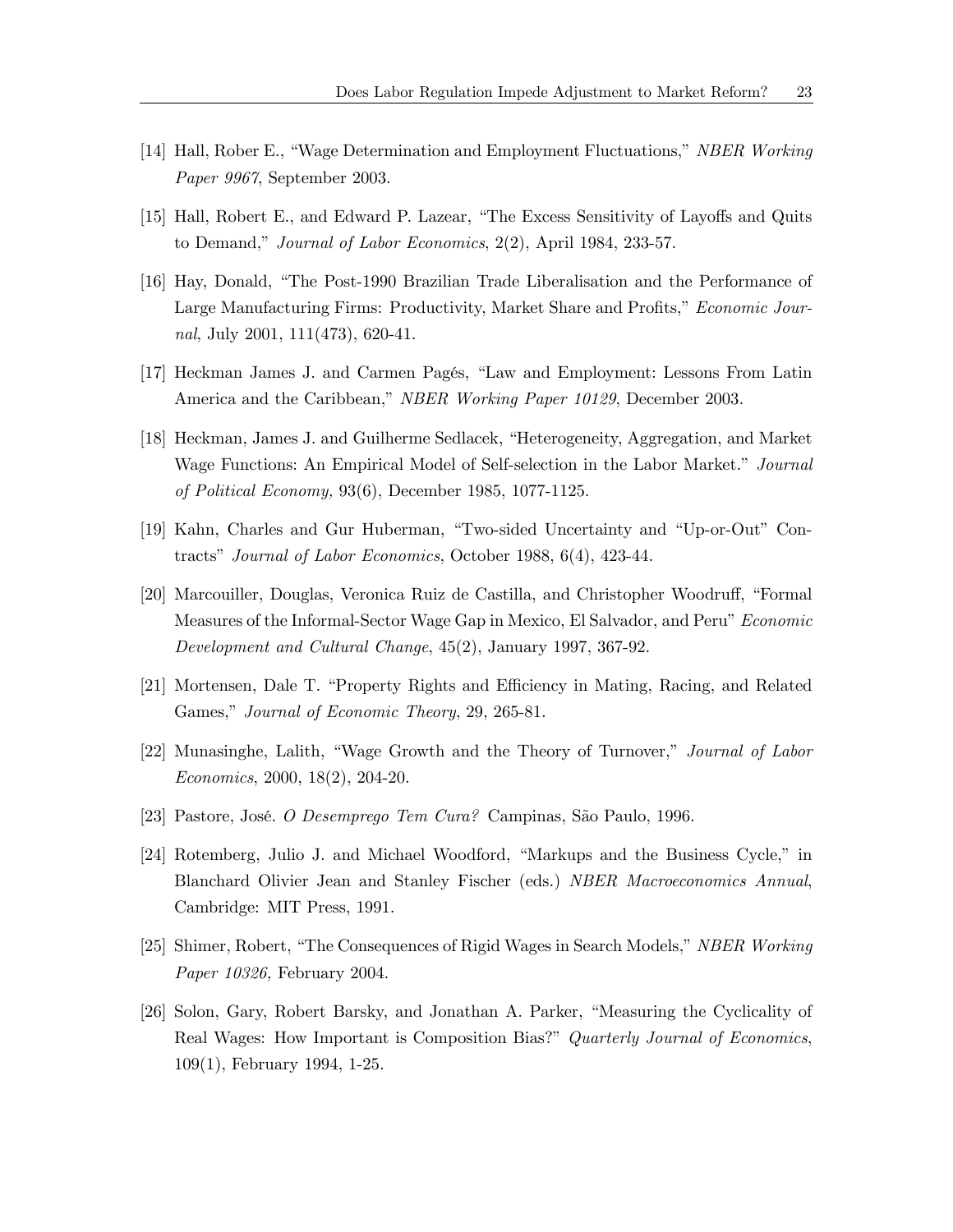[14] Hall, Rober E., "Wage Determination and Employment Fluctuations," *NBER Working Paper 9967*, September 2003.

[15] Hall, Robert E., and Edward P. Lazear, "The Excess Sensitivity of Layoffs and Quits to Demand," *Journal of Labor Economics*, 2(2), April 1984, 233-57.

[16] Hay, Donald, "The Post-1990 Brazilian Trade Liberalisation and the Performance of Large Manufacturing Firms: Productivity, Market Share and Profits," *Economic Journal*, July 2001, 111(473), 620-41.

[17] Heckman James J. and Carmen Pagés, "Law and Employment: Lessons From Latin America and the Caribbean," *NBER Working Paper 10129*, December 2003.

[18] Heckman, James J. and Guilherme Sedlacek, "Heterogeneity, Aggregation, and Market Wage Functions: An Empirical Model of Self-selection in the Labor Market." *Journal of Political Economy,* 93(6), December 1985, 1077-1125.

[19] Kahn, Charles and Gur Huberman, "Two-sided Uncertainty and "Up-or-Out" Contracts" *Journal of Labor Economics*, October 1988, 6(4), 423-44.

[20] Marcouiller, Douglas, Veronica Ruiz de Castilla, and Christopher Woodruff, "Formal Measures of the Informal-Sector Wage Gap in Mexico, El Salvador, and Peru" *Economic Development and Cultural Change*, 45(2), January 1997, 367-92.

[21] Mortensen, Dale T. "Property Rights and Efficiency in Mating, Racing, and Related Games," *Journal of Economic Theory*, 29, 265-81.

[22] Munasinghe, Lalith, "Wage Growth and the Theory of Turnover," *Journal of Labor Economics*, 2000, 18(2), 204-20.

[23] Pastore, José. *O Desemprego Tem Cura?* Campinas, São Paulo, 1996.

[24] Rotemberg, Julio J. and Michael Woodford, "Markups and the Business Cycle," in Blanchard Olivier Jean and Stanley Fischer (eds.) *NBER Macroeconomics Annual*, Cambridge: MIT Press, 1991.

[25] Shimer, Robert, "The Consequences of Rigid Wages in Search Models," *NBER Working Paper 10326,* February 2004.

[26] Solon, Gary, Robert Barsky, and Jonathan A. Parker, "Measuring the Cyclicality of Real Wages: How Important is Composition Bias?" *Quarterly Journal of Economics*, 109(1), February 1994, 1-25.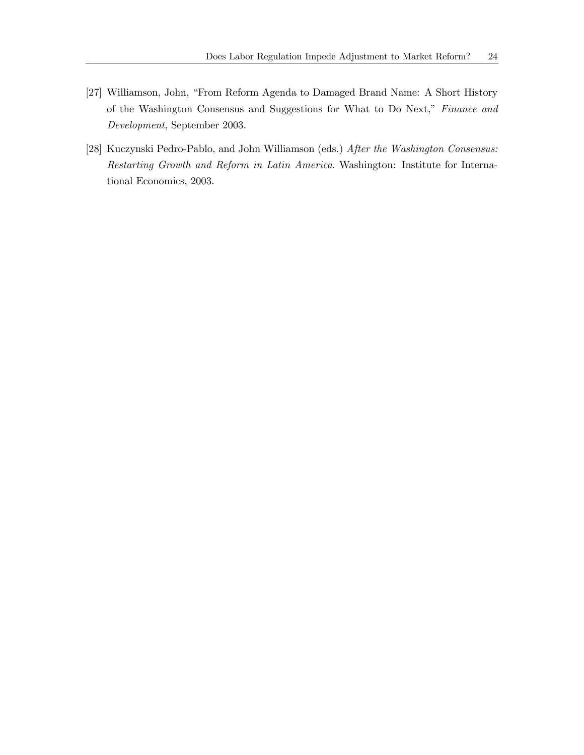[27] Williamson, John, "From Reform Agenda to Damaged Brand Name: A Short History of the Washington Consensus and Suggestions for What to Do Next," *Finance and Development*, September 2003.

[28] Kuczynski Pedro-Pablo, and John Williamson (eds.) *After the Washington Consensus: Restarting Growth and Reform in Latin America*. Washington: Institute for International Economics, 2003.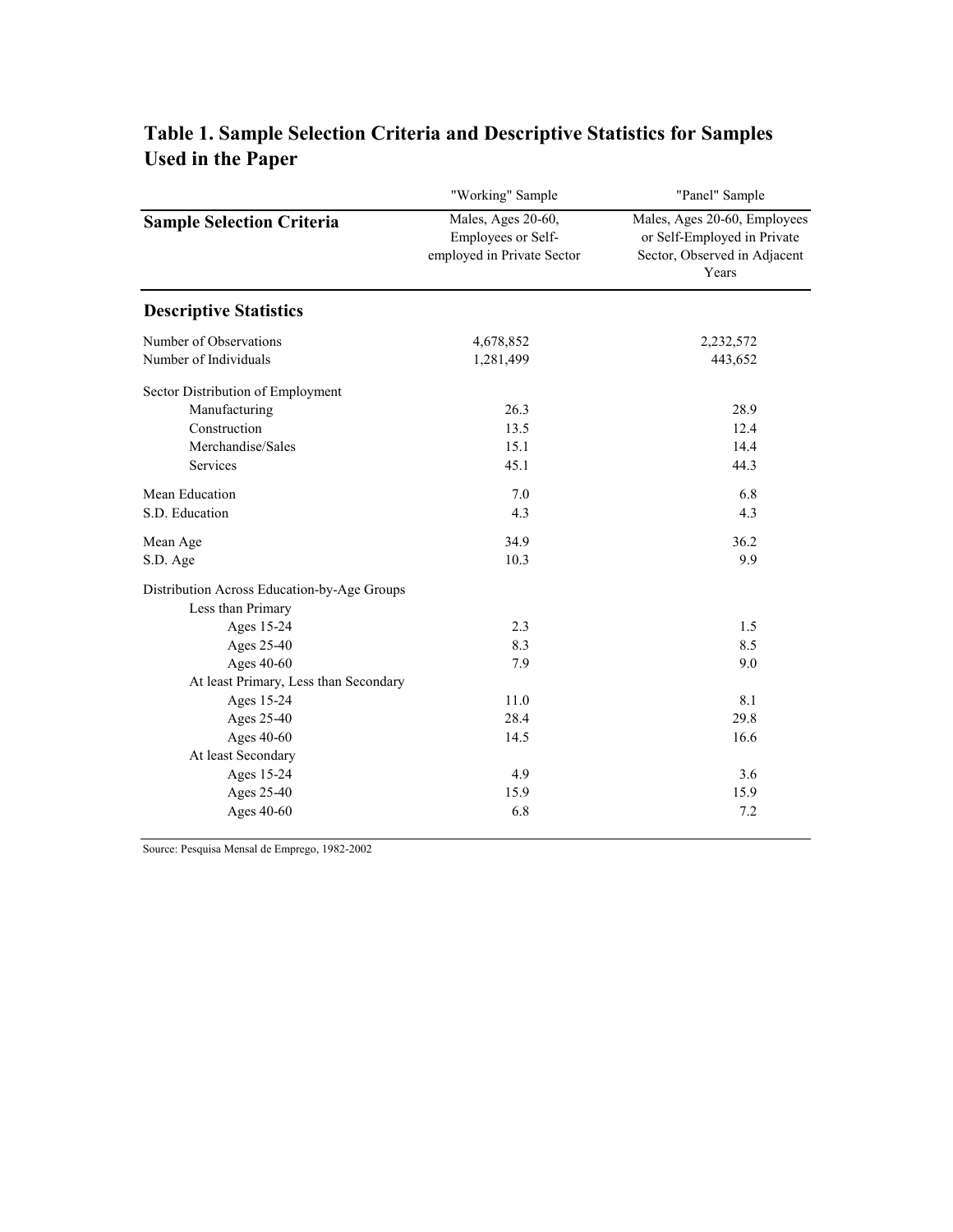# Table 1. Sample Selection Criteria and Descriptive Statistics for Samples Used in the Paper

| | "Working" Sample | "Panel" Sample |
|---|---|---|
| **Sample Selection Criteria** | Males, Ages 20-60, Employees or Self-employed in Private Sector | Males, Ages 20-60, Employees or Self-Employed in Private Sector, Observed in Adjacent Years |
| **Descriptive Statistics** | | |
| Number of Observations | 4,678,852 | 2,232,572 |
| Number of Individuals | 1,281,499 | 443,652 |
| Sector Distribution of Employment | | |
| Manufacturing | 26.3 | 28.9 |
| Construction | 13.5 | 12.4 |
| Merchandise/Sales | 15.1 | 14.4 |
| Services | 45.1 | 44.3 |
| Mean Education | 7.0 | 6.8 |
| S.D. Education | 4.3 | 4.3 |
| Mean Age | 34.9 | 36.2 |
| S.D. Age | 10.3 | 9.9 |
| Distribution Across Education-by-Age Groups | | |
| Less than Primary | | |
| Ages 15-24 | 2.3 | 1.5 |
| Ages 25-40 | 8.3 | 8.5 |
| Ages 40-60 | 7.9 | 9.0 |
| At least Primary, Less than Secondary | | |
| Ages 15-24 | 11.0 | 8.1 |
| Ages 25-40 | 28.4 | 29.8 |
| Ages 40-60 | 14.5 | 16.6 |
| At least Secondary | | |
| Ages 15-24 | 4.9 | 3.6 |
| Ages 25-40 | 15.9 | 15.9 |
| Ages 40-60 | 6.8 | 7.2 |

Source: Pesquisa Mensal de Emprego, 1982-2002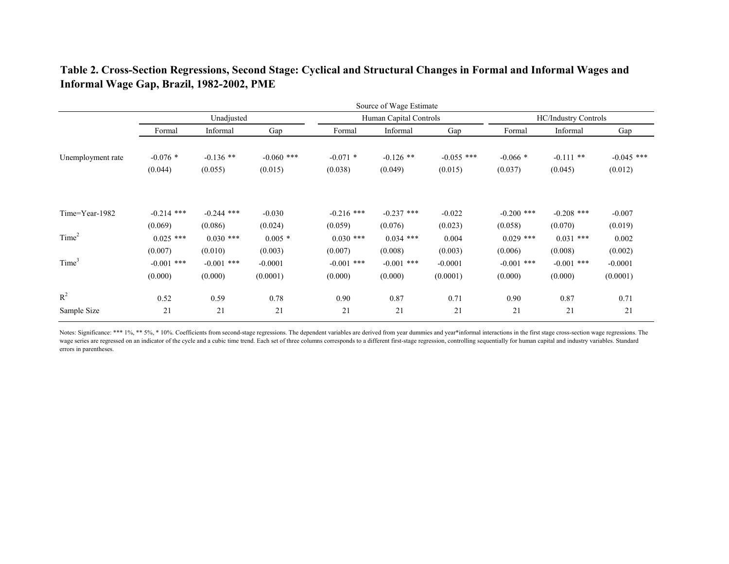**Table 2. Cross-Section Regressions, Second Stage: Cyclical and Structural Changes in Formal and Informal Wages and Informal Wage Gap, Brazil, 1982-2002, PME**

| | Source of Wage Estimate | | | | | | | | |
|---|---|---|---|---|---|---|---|---|---|
| | Unadjusted | | | Human Capital Controls | | | HC/Industry Controls | | |
| | Formal | Informal | Gap | Formal | Informal | Gap | Formal | Informal | Gap |
| Unemployment rate | -0.076 * | -0.136 ** | -0.060 *** | -0.071 * | -0.126 ** | -0.055 *** | -0.066 * | -0.111 ** | -0.045 *** |
| | (0.044) | (0.055) | (0.015) | (0.038) | (0.049) | (0.015) | (0.037) | (0.045) | (0.012) |
| Time=Year-1982 | -0.214 *** | -0.244 *** | -0.030 | -0.216 *** | -0.237 *** | -0.022 | -0.200 *** | -0.208 *** | -0.007 |
| | (0.069) | (0.086) | (0.024) | (0.059) | (0.076) | (0.023) | (0.058) | (0.070) | (0.019) |
| $Time^2$ | 0.025 *** | 0.030 *** | 0.005 * | 0.030 *** | 0.034 *** | 0.004 | 0.029 *** | 0.031 *** | 0.002 |
| | (0.007) | (0.010) | (0.003) | (0.007) | (0.008) | (0.003) | (0.006) | (0.008) | (0.002) |
| $Time^3$ | -0.001 *** | -0.001 *** | -0.0001 | -0.001 *** | -0.001 *** | -0.0001 | -0.001 *** | -0.001 *** | -0.0001 |
| | (0.000) | (0.000) | (0.0001) | (0.000) | (0.000) | (0.0001) | (0.000) | (0.000) | (0.0001) |
| $R^2$ | 0.52 | 0.59 | 0.78 | 0.90 | 0.87 | 0.71 | 0.90 | 0.87 | 0.71 |
| Sample Size | 21 | 21 | 21 | 21 | 21 | 21 | 21 | 21 | 21 |

Notes: Significance: *** 1%, ** 5%, * 10%. Coefficients from second-stage regressions. The dependent variables are derived from year dummies and year*informal interactions in the first stage cross-section wage regressions. The wage series are regressed on an indicator of the cycle and a cubic time trend. Each set of three columns corresponds to a different first-stage regression, controlling sequentially for human capital and industry variables. Standard errors in parentheses.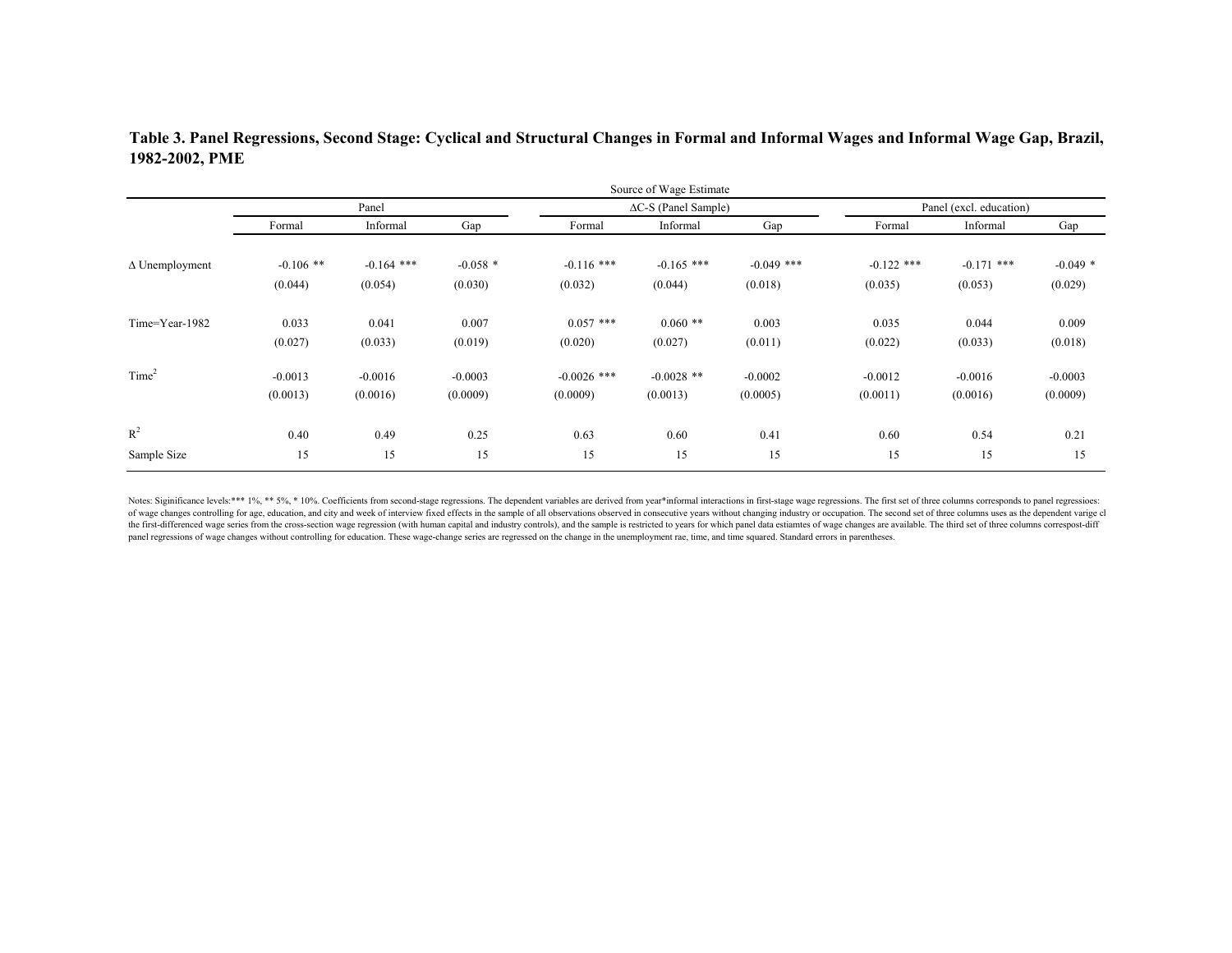**Table 3. Panel Regressions, Second Stage: Cyclical and Structural Changes in Formal and Informal Wages and Informal Wage Gap, Brazil, 1982-2002, PME**

| | Source of Wage Estimate | | | | | | | | |
|---|---|---|---|---|---|---|---|---|---|
| | Panel | | | ΔC-S (Panel Sample) | | | Panel (excl. education) | | |
| | Formal | Informal | Gap | Formal | Informal | Gap | Formal | Informal | Gap |
| Δ Unemployment | -0.106 ** | -0.164 *** | -0.058 * | -0.116 *** | -0.165 *** | -0.049 *** | -0.122 *** | -0.171 *** | -0.049 * |
| | (0.044) | (0.054) | (0.030) | (0.032) | (0.044) | (0.018) | (0.035) | (0.053) | (0.029) |
| Time=Year-1982 | 0.033 | 0.041 | 0.007 | 0.057 *** | 0.060 ** | 0.003 | 0.035 | 0.044 | 0.009 |
| | (0.027) | (0.033) | (0.019) | (0.020) | (0.027) | (0.011) | (0.022) | (0.033) | (0.018) |
| $Time^2$ | -0.0013 | -0.0016 | -0.0003 | -0.0026 *** | -0.0028 ** | -0.0002 | -0.0012 | -0.0016 | -0.0003 |
| | (0.0013) | (0.0016) | (0.0009) | (0.0009) | (0.0013) | (0.0005) | (0.0011) | (0.0016) | (0.0009) |
| $R^2$ | 0.40 | 0.49 | 0.25 | 0.63 | 0.60 | 0.41 | 0.60 | 0.54 | 0.21 |
| Sample Size | 15 | 15 | 15 | 15 | 15 | 15 | 15 | 15 | 15 |

Notes: Siginificance levels:*** 1%, ** 5%, * 10%. Coefficients from second-stage regressions. The dependent variables are derived from year*informal interactions in first-stage wage regressions. The first set of three columns corresponds to panel regressioes: of wage changes controlling for age, education, and city and week of interview fixed effects in the sample of all observations observed in consecutive years without changing industry or occupation. The second set of three columns uses as the dependent varige cl the first-differenced wage series from the cross-section wage regression (with human capital and industry controls), and the sample is restricted to years for which panel data estiamtes of wage changes are available. The third set of three columns correspost-diff panel regressions of wage changes without controlling for education. These wage-change series are regressed on the change in the unemployment rae, time, and time squared. Standard errors in parentheses.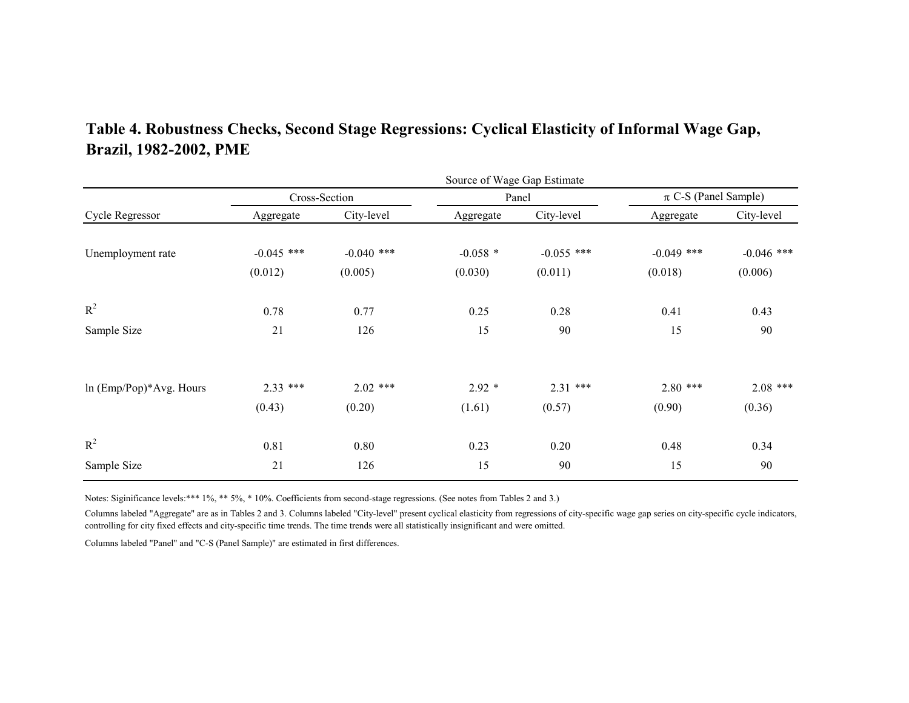**Table 4. Robustness Checks, Second Stage Regressions: Cyclical Elasticity of Informal Wage Gap, Brazil, 1982-2002, PME**

| | Source of Wage Gap Estimate | | | | | |
|---|---|---|---|---|---|---|
| | Cross-Section | | Panel | | $\pi$ C-S (Panel Sample) | |
| Cycle Regressor | Aggregate | City-level | Aggregate | City-level | Aggregate | City-level |
| Unemployment rate | -0.045 *** | -0.040 *** | -0.058 * | -0.055 *** | -0.049 *** | -0.046 *** |
| | (0.012) | (0.005) | (0.030) | (0.011) | (0.018) | (0.006) |
| $R^2$ | 0.78 | 0.77 | 0.25 | 0.28 | 0.41 | 0.43 |
| Sample Size | 21 | 126 | 15 | 90 | 15 | 90 |
| ln (Emp/Pop)*Avg. Hours | 2.33 *** | 2.02 *** | 2.92 * | 2.31 *** | 2.80 *** | 2.08 *** |
| | (0.43) | (0.20) | (1.61) | (0.57) | (0.90) | (0.36) |
| $R^2$ | 0.81 | 0.80 | 0.23 | 0.20 | 0.48 | 0.34 |
| Sample Size | 21 | 126 | 15 | 90 | 15 | 90 |

Notes: Siginificance levels:*** 1%, ** 5%, * 10%. Coefficients from second-stage regressions. (See notes from Tables 2 and 3.)

Columns labeled "Aggregate" are as in Tables 2 and 3. Columns labeled "City-level" present cyclical elasticity from regressions of city-specific wage gap series on city-specific cycle indicators, controlling for city fixed effects and city-specific time trends. The time trends were all statistically insignificant and were omitted.

Columns labeled "Panel" and "C-S (Panel Sample)" are estimated in first differences.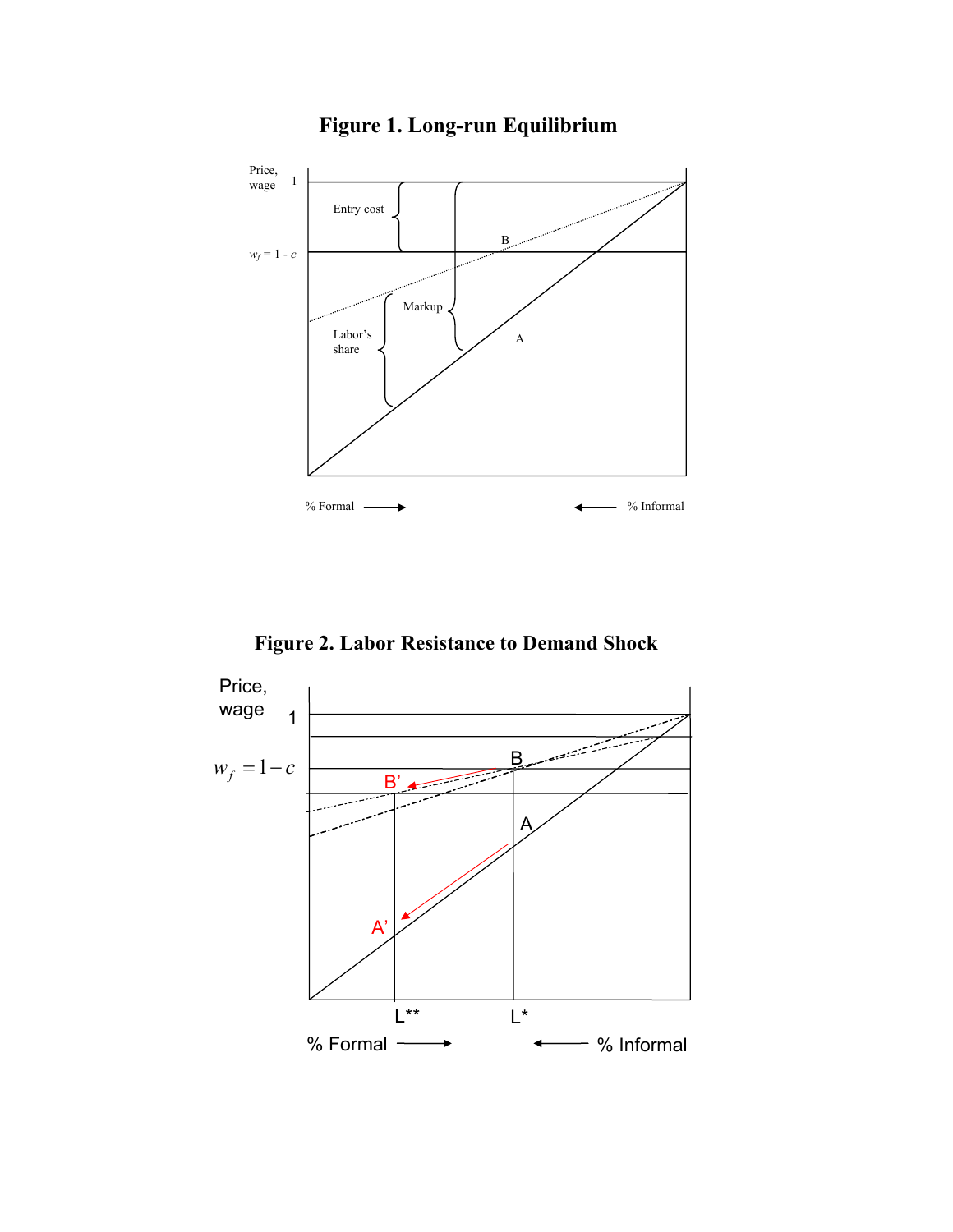**Figure 1. Long-run Equilibrium**

Price, wage

1

$w_f = 1 - c$

Entry cost

Markup

Labor's share

B

A

% Formal ⟶

⟵ % Informal

**Figure 2. Labor Resistance to Demand Shock**

Price, wage

1

$w_f = 1 - c$

B

B'

A

A'

L**

L*

% Formal ⟶

⟵ % Informal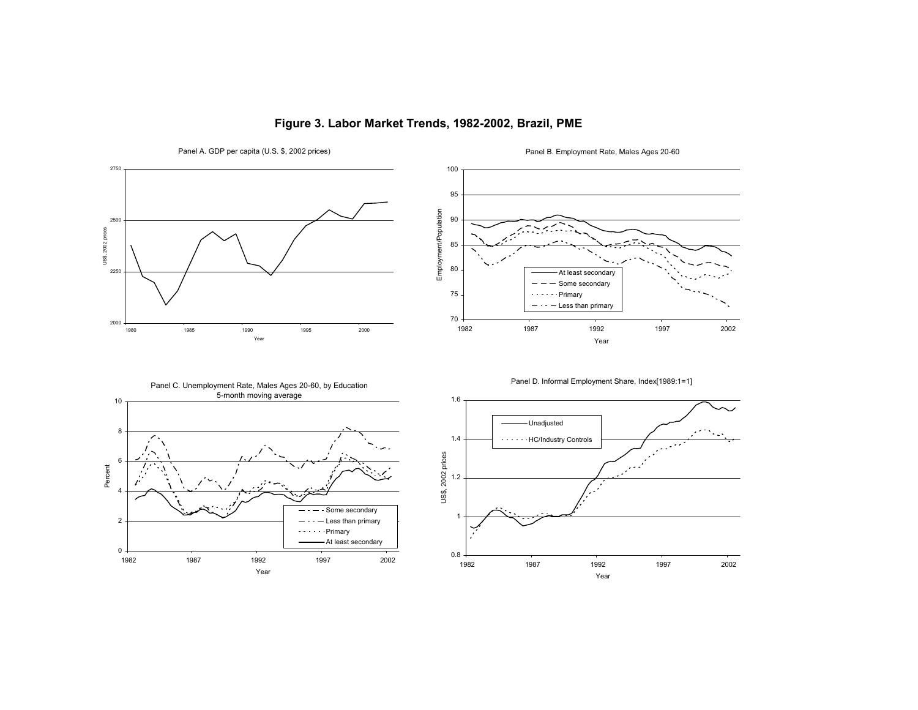# Figure 3. Labor Market Trends, 1982-2002, Brazil, PME

Panel A. GDP per capita (U.S. $, 2002 prices)

Panel B. Employment Rate, Males Ages 20-60

Panel C. Unemployment Rate, Males Ages 20-60, by Education
5-month moving average

Panel D. Informal Employment Share, Index[1989:1=1]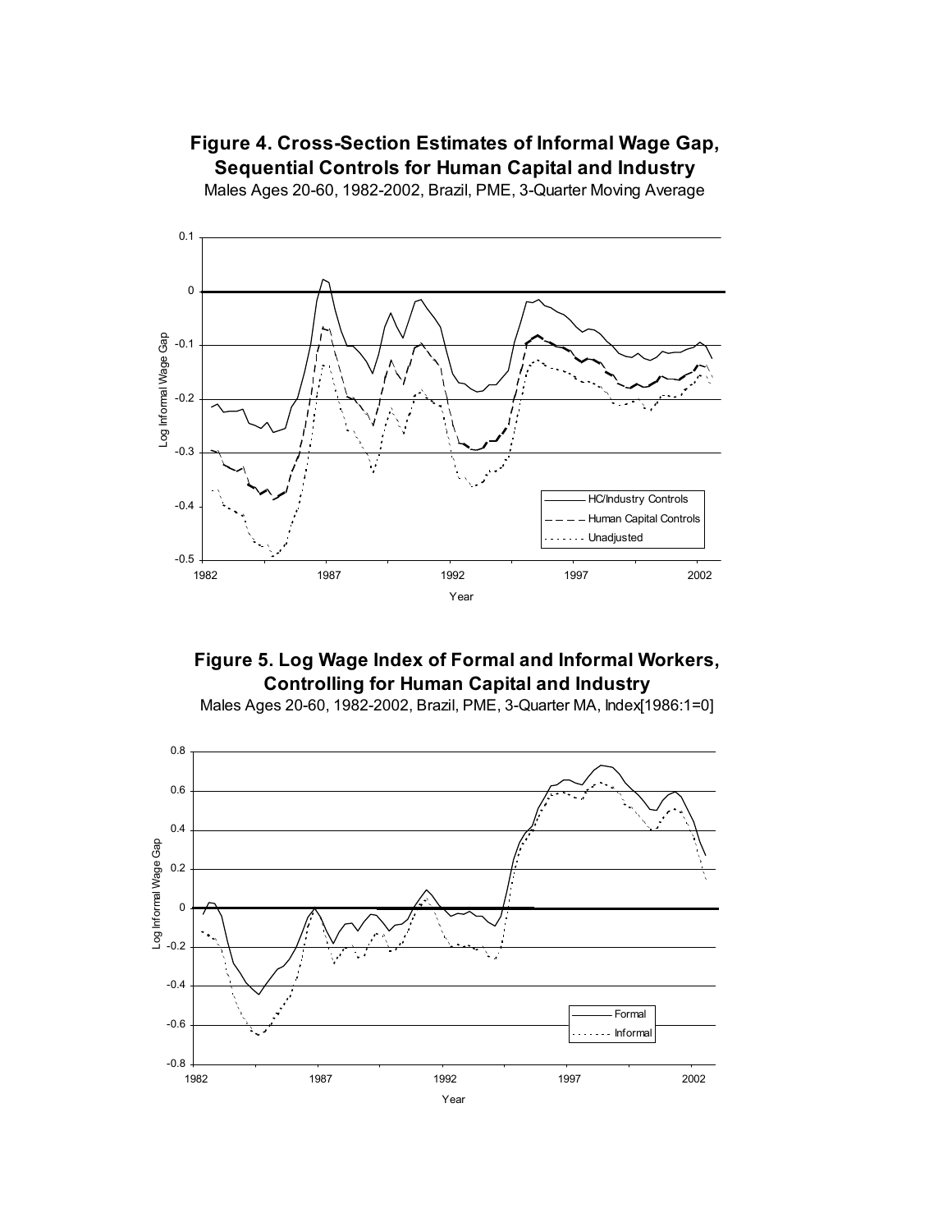**Figure 4. Cross-Section Estimates of Informal Wage Gap, Sequential Controls for Human Capital and Industry**

Males Ages 20-60, 1982-2002, Brazil, PME, 3-Quarter Moving Average

**Figure 5. Log Wage Index of Formal and Informal Workers, Controlling for Human Capital and Industry**

Males Ages 20-60, 1982-2002, Brazil, PME, 3-Quarter MA, Index[1986:1=0]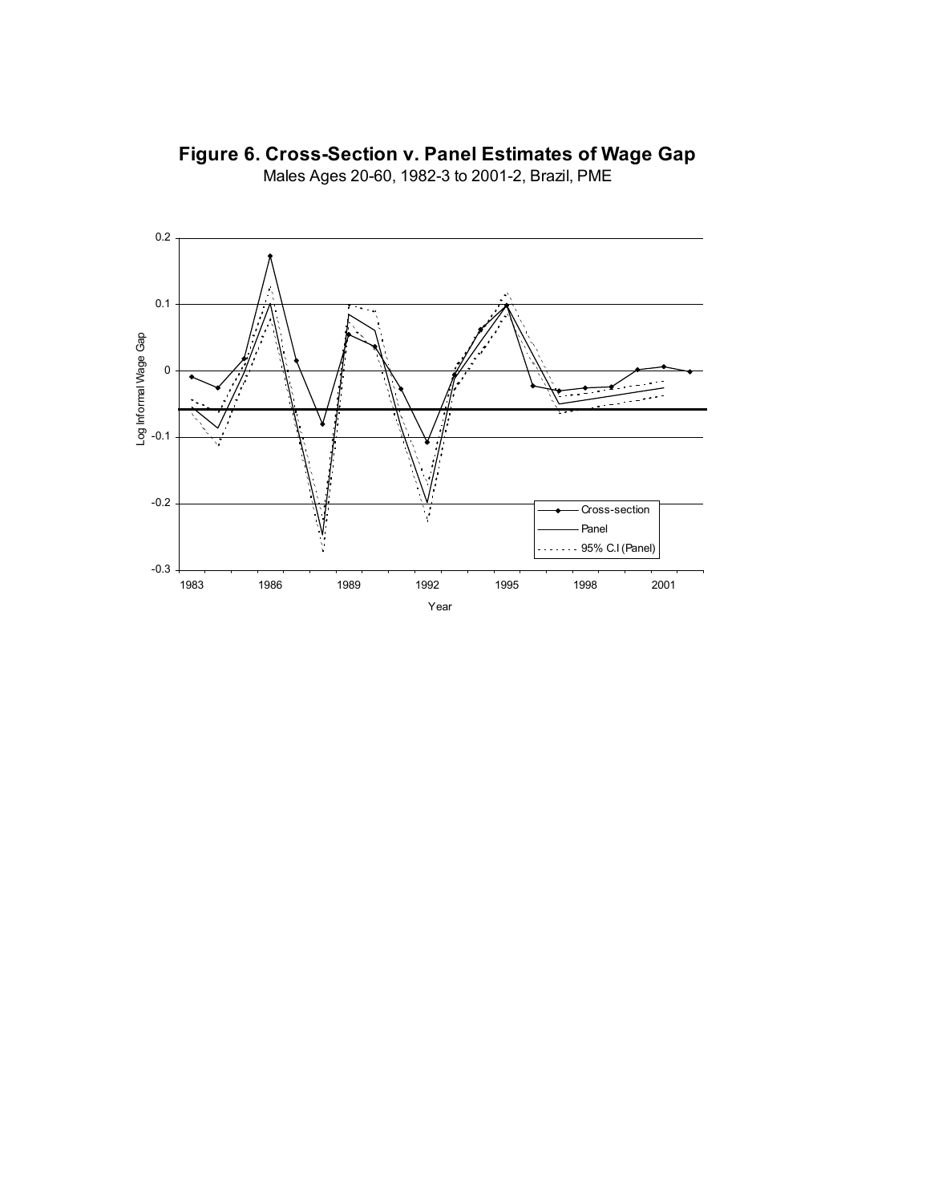**Figure 6. Cross-Section v. Panel Estimates of Wage Gap**

Males Ages 20-60, 1982-3 to 2001-2, Brazil, PME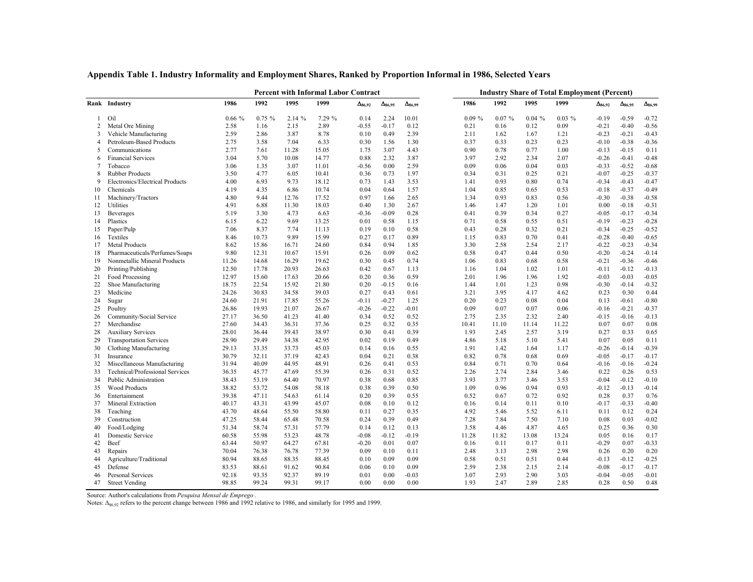**Appendix Table 1. Industry Informality and Employment Shares, Ranked by Proportion Informal in 1986, Selected Years**

| | | Percent with Informal Labor Contract | | | | | | | Industry Share of Total Employment (Percent) | | | | | | |
|---|---|---|---|---|---|---|---|---|---|---|---|---|---|---|---|
| Rank | Industry | 1986 | 1992 | 1995 | 1999 | $\Delta_{86,92}$ | $\Delta_{86,95}$ | $\Delta_{86,99}$ | 1986 | 1992 | 1995 | 1999 | $\Delta_{86,92}$ | $\Delta_{86,95}$ | $\Delta_{86,99}$ |
| 1 | Oil | 0.66 % | 0.75 % | 2.14 % | 7.29 % | 0.14 | 2.24 | 10.01 | 0.09 % | 0.07 % | 0.04 % | 0.03 % | -0.19 | -0.59 | -0.72 |
| 2 | Metal Ore Mining | 2.58 | 1.16 | 2.15 | 2.89 | -0.55 | -0.17 | 0.12 | 0.21 | 0.16 | 0.12 | 0.09 | -0.21 | -0.40 | -0.56 |
| 3 | Vehicle Manufacturing | 2.59 | 2.86 | 3.87 | 8.78 | 0.10 | 0.49 | 2.39 | 2.11 | 1.62 | 1.67 | 1.21 | -0.23 | -0.21 | -0.43 |
| 4 | Petroleum-Based Products | 2.75 | 3.58 | 7.04 | 6.33 | 0.30 | 1.56 | 1.30 | 0.37 | 0.33 | 0.23 | 0.23 | -0.10 | -0.38 | -0.36 |
| 5 | Communications | 2.77 | 7.61 | 11.28 | 15.05 | 1.75 | 3.07 | 4.43 | 0.90 | 0.78 | 0.77 | 1.00 | -0.13 | -0.15 | 0.11 |
| 6 | Financial Services | 3.04 | 5.70 | 10.08 | 14.77 | 0.88 | 2.32 | 3.87 | 3.97 | 2.92 | 2.34 | 2.07 | -0.26 | -0.41 | -0.48 |
| 7 | Tobacco | 3.06 | 1.35 | 3.07 | 11.01 | -0.56 | 0.00 | 2.59 | 0.09 | 0.06 | 0.04 | 0.03 | -0.33 | -0.52 | -0.68 |
| 8 | Rubber Products | 3.50 | 4.77 | 6.05 | 10.41 | 0.36 | 0.73 | 1.97 | 0.34 | 0.31 | 0.25 | 0.21 | -0.07 | -0.25 | -0.37 |
| 9 | Electronics/Electrical Products | 4.00 | 6.93 | 9.73 | 18.12 | 0.73 | 1.43 | 3.53 | 1.41 | 0.93 | 0.80 | 0.74 | -0.34 | -0.43 | -0.47 |
| 10 | Chemicals | 4.19 | 4.35 | 6.86 | 10.74 | 0.04 | 0.64 | 1.57 | 1.04 | 0.85 | 0.65 | 0.53 | -0.18 | -0.37 | -0.49 |
| 11 | Machinery/Tractors | 4.80 | 9.44 | 12.76 | 17.52 | 0.97 | 1.66 | 2.65 | 1.34 | 0.93 | 0.83 | 0.56 | -0.30 | -0.38 | -0.58 |
| 12 | Utilities | 4.91 | 6.88 | 11.30 | 18.03 | 0.40 | 1.30 | 2.67 | 1.46 | 1.47 | 1.20 | 1.01 | 0.00 | -0.18 | -0.31 |
| 13 | Beverages | 5.19 | 3.30 | 4.73 | 6.63 | -0.36 | -0.09 | 0.28 | 0.41 | 0.39 | 0.34 | 0.27 | -0.05 | -0.17 | -0.34 |
| 14 | Plastics | 6.15 | 6.22 | 9.69 | 13.25 | 0.01 | 0.58 | 1.15 | 0.71 | 0.58 | 0.55 | 0.51 | -0.19 | -0.23 | -0.28 |
| 15 | Paper/Pulp | 7.06 | 8.37 | 7.74 | 11.13 | 0.19 | 0.10 | 0.58 | 0.43 | 0.28 | 0.32 | 0.21 | -0.34 | -0.25 | -0.52 |
| 16 | Textiles | 8.46 | 10.73 | 9.89 | 15.99 | 0.27 | 0.17 | 0.89 | 1.15 | 0.83 | 0.70 | 0.41 | -0.28 | -0.40 | -0.65 |
| 17 | Metal Products | 8.62 | 15.86 | 16.71 | 24.60 | 0.84 | 0.94 | 1.85 | 3.30 | 2.58 | 2.54 | 2.17 | -0.22 | -0.23 | -0.34 |
| 18 | Pharmaceuticals/Perfumes/Soaps | 9.80 | 12.31 | 10.67 | 15.91 | 0.26 | 0.09 | 0.62 | 0.58 | 0.47 | 0.44 | 0.50 | -0.20 | -0.24 | -0.14 |
| 19 | Nonmetallic Mineral Products | 11.26 | 14.68 | 16.29 | 19.62 | 0.30 | 0.45 | 0.74 | 1.06 | 0.83 | 0.68 | 0.58 | -0.21 | -0.36 | -0.46 |
| 20 | Printing/Publishing | 12.50 | 17.78 | 20.93 | 26.63 | 0.42 | 0.67 | 1.13 | 1.16 | 1.04 | 1.02 | 1.01 | -0.11 | -0.12 | -0.13 |
| 21 | Food Processing | 12.97 | 15.60 | 17.63 | 20.66 | 0.20 | 0.36 | 0.59 | 2.01 | 1.96 | 1.96 | 1.92 | -0.03 | -0.03 | -0.05 |
| 22 | Shoe Manufacturing | 18.75 | 22.54 | 15.92 | 21.80 | 0.20 | -0.15 | 0.16 | 1.44 | 1.01 | 1.23 | 0.98 | -0.30 | -0.14 | -0.32 |
| 23 | Medicine | 24.26 | 30.83 | 34.58 | 39.03 | 0.27 | 0.43 | 0.61 | 3.21 | 3.95 | 4.17 | 4.62 | 0.23 | 0.30 | 0.44 |
| 24 | Sugar | 24.60 | 21.91 | 17.85 | 55.26 | -0.11 | -0.27 | 1.25 | 0.20 | 0.23 | 0.08 | 0.04 | 0.13 | -0.61 | -0.80 |
| 25 | Poultry | 26.86 | 19.93 | 21.07 | 26.67 | -0.26 | -0.22 | -0.01 | 0.09 | 0.07 | 0.07 | 0.06 | -0.16 | -0.21 | -0.37 |
| 26 | Community/Social Service | 27.17 | 36.50 | 41.23 | 41.40 | 0.34 | 0.52 | 0.52 | 2.75 | 2.35 | 2.32 | 2.40 | -0.15 | -0.16 | -0.13 |
| 27 | Merchandise | 27.60 | 34.43 | 36.31 | 37.36 | 0.25 | 0.32 | 0.35 | 10.41 | 11.10 | 11.14 | 11.22 | 0.07 | 0.07 | 0.08 |
| 28 | Auxiliary Services | 28.01 | 36.44 | 39.43 | 38.97 | 0.30 | 0.41 | 0.39 | 1.93 | 2.45 | 2.57 | 3.19 | 0.27 | 0.33 | 0.65 |
| 29 | Transportation Services | 28.90 | 29.49 | 34.38 | 42.95 | 0.02 | 0.19 | 0.49 | 4.86 | 5.18 | 5.10 | 5.41 | 0.07 | 0.05 | 0.11 |
| 30 | Clothing Manufacturing | 29.13 | 33.35 | 33.73 | 45.03 | 0.14 | 0.16 | 0.55 | 1.91 | 1.42 | 1.64 | 1.17 | -0.26 | -0.14 | -0.39 |
| 31 | Insurance | 30.79 | 32.11 | 37.19 | 42.43 | 0.04 | 0.21 | 0.38 | 0.82 | 0.78 | 0.68 | 0.69 | -0.05 | -0.17 | -0.17 |
| 32 | Miscellaneous Manufacturing | 31.94 | 40.09 | 44.95 | 48.91 | 0.26 | 0.41 | 0.53 | 0.84 | 0.71 | 0.70 | 0.64 | -0.16 | -0.16 | -0.24 |
| 33 | Technical/Professional Services | 36.35 | 45.77 | 47.69 | 55.39 | 0.26 | 0.31 | 0.52 | 2.26 | 2.74 | 2.84 | 3.46 | 0.22 | 0.26 | 0.53 |
| 34 | Public Administration | 38.43 | 53.19 | 64.40 | 70.97 | 0.38 | 0.68 | 0.85 | 3.93 | 3.77 | 3.46 | 3.53 | -0.04 | -0.12 | -0.10 |
| 35 | Wood Products | 38.82 | 53.72 | 54.08 | 58.18 | 0.38 | 0.39 | 0.50 | 1.09 | 0.96 | 0.94 | 0.93 | -0.12 | -0.13 | -0.14 |
| 36 | Entertainment | 39.38 | 47.11 | 54.63 | 61.14 | 0.20 | 0.39 | 0.55 | 0.52 | 0.67 | 0.72 | 0.92 | 0.28 | 0.37 | 0.76 |
| 37 | Mineral Extraction | 40.17 | 43.31 | 43.99 | 45.07 | 0.08 | 0.10 | 0.12 | 0.16 | 0.14 | 0.11 | 0.10 | -0.17 | -0.33 | -0.40 |
| 38 | Teaching | 43.70 | 48.64 | 55.50 | 58.80 | 0.11 | 0.27 | 0.35 | 4.92 | 5.46 | 5.52 | 6.11 | 0.11 | 0.12 | 0.24 |
| 39 | Construction | 47.25 | 58.44 | 65.48 | 70.58 | 0.24 | 0.39 | 0.49 | 7.28 | 7.84 | 7.50 | 7.10 | 0.08 | 0.03 | -0.02 |
| 40 | Food/Lodging | 51.34 | 58.74 | 57.31 | 57.79 | 0.14 | 0.12 | 0.13 | 3.58 | 4.46 | 4.87 | 4.65 | 0.25 | 0.36 | 0.30 |
| 41 | Domestic Service | 60.58 | 55.98 | 53.23 | 48.78 | -0.08 | -0.12 | -0.19 | 11.28 | 11.82 | 13.08 | 13.24 | 0.05 | 0.16 | 0.17 |
| 42 | Beef | 63.44 | 50.97 | 64.27 | 67.81 | -0.20 | 0.01 | 0.07 | 0.16 | 0.11 | 0.17 | 0.11 | -0.29 | 0.07 | -0.33 |
| 43 | Repairs | 70.04 | 76.38 | 76.78 | 77.39 | 0.09 | 0.10 | 0.11 | 2.48 | 3.13 | 2.98 | 2.98 | 0.26 | 0.20 | 0.20 |
| 44 | Agriculture/Traditional | 80.94 | 88.65 | 88.35 | 88.45 | 0.10 | 0.09 | 0.09 | 0.58 | 0.51 | 0.51 | 0.44 | -0.13 | -0.12 | -0.25 |
| 45 | Defense | 83.53 | 88.61 | 91.62 | 90.84 | 0.06 | 0.10 | 0.09 | 2.59 | 2.38 | 2.15 | 2.14 | -0.08 | -0.17 | -0.17 |
| 46 | Personal Services | 92.18 | 93.35 | 92.37 | 89.19 | 0.01 | 0.00 | -0.03 | 3.07 | 2.93 | 2.90 | 3.03 | -0.04 | -0.05 | -0.01 |
| 47 | Street Vending | 98.85 | 99.24 | 99.31 | 99.17 | 0.00 | 0.00 | 0.00 | 1.93 | 2.47 | 2.89 | 2.85 | 0.28 | 0.50 | 0.48 |

Source: Author's calculations from *Pesquisa Mensal de Emprego*.

Notes: $\Delta_{86,92}$ refers to the percent change between 1986 and 1992 relative to 1986, and similarly for 1995 and 1999.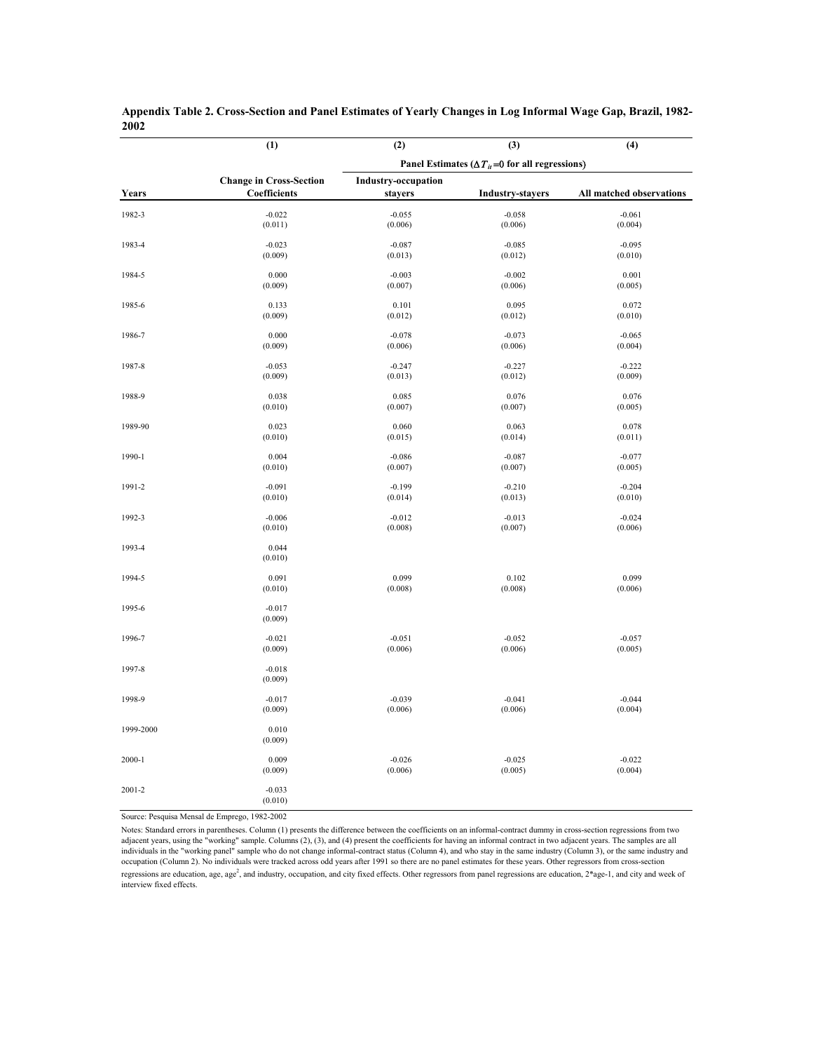**Appendix Table 2. Cross-Section and Panel Estimates of Yearly Changes in Log Informal Wage Gap, Brazil, 1982-2002**

| | (1) | (2) | (3) | (4) |
|---|---|---|---|---|
| | | Panel Estimates ($\Delta T_{it}$=0 for all regressions) | | |
| Years | Change in Cross-Section Coefficients | Industry-occupation stayers | Industry-stayers | All matched observations |
| 1982-3 | -0.022 | -0.055 | -0.058 | -0.061 |
| | (0.011) | (0.006) | (0.006) | (0.004) |
| 1983-4 | -0.023 | -0.087 | -0.085 | -0.095 |
| | (0.009) | (0.013) | (0.012) | (0.010) |
| 1984-5 | 0.000 | -0.003 | -0.002 | 0.001 |
| | (0.009) | (0.007) | (0.006) | (0.005) |
| 1985-6 | 0.133 | 0.101 | 0.095 | 0.072 |
| | (0.009) | (0.012) | (0.012) | (0.010) |
| 1986-7 | 0.000 | -0.078 | -0.073 | -0.065 |
| | (0.009) | (0.006) | (0.006) | (0.004) |
| 1987-8 | -0.053 | -0.247 | -0.227 | -0.222 |
| | (0.009) | (0.013) | (0.012) | (0.009) |
| 1988-9 | 0.038 | 0.085 | 0.076 | 0.076 |
| | (0.010) | (0.007) | (0.007) | (0.005) |
| 1989-90 | 0.023 | 0.060 | 0.063 | 0.078 |
| | (0.010) | (0.015) | (0.014) | (0.011) |
| 1990-1 | 0.004 | -0.086 | -0.087 | -0.077 |
| | (0.010) | (0.007) | (0.007) | (0.005) |
| 1991-2 | -0.091 | -0.199 | -0.210 | -0.204 |
| | (0.010) | (0.014) | (0.013) | (0.010) |
| 1992-3 | -0.006 | -0.012 | -0.013 | -0.024 |
| | (0.010) | (0.008) | (0.007) | (0.006) |
| 1993-4 | 0.044 | | | |
| | (0.010) | | | |
| 1994-5 | 0.091 | 0.099 | 0.102 | 0.099 |
| | (0.010) | (0.008) | (0.008) | (0.006) |
| 1995-6 | -0.017 | | | |
| | (0.009) | | | |
| 1996-7 | -0.021 | -0.051 | -0.052 | -0.057 |
| | (0.009) | (0.006) | (0.006) | (0.005) |
| 1997-8 | -0.018 | | | |
| | (0.009) | | | |
| 1998-9 | -0.017 | -0.039 | -0.041 | -0.044 |
| | (0.009) | (0.006) | (0.006) | (0.004) |
| 1999-2000 | 0.010 | | | |
| | (0.009) | | | |
| 2000-1 | 0.009 | -0.026 | -0.025 | -0.022 |
| | (0.009) | (0.006) | (0.005) | (0.004) |
| 2001-2 | -0.033 | | | |
| | (0.010) | | | |

Source: Pesquisa Mensal de Emprego, 1982-2002

Notes: Standard errors in parentheses. Column (1) presents the difference between the coefficients on an informal-contract dummy in cross-section regressions from two adjacent years, using the "working" sample. Columns (2), (3), and (4) present the coeffficients for having an informal contract in two adjacent years. The samples are all individuals in the "working panel" sample who do not change informal-contract status (Column 4), and who stay in the same industry (Column 3), or the same industry and occupation (Column 2). No individuals were tracked across odd years after 1991 so there are no panel estimates for these years. Other regressors from cross-section regressions are education, age, age$^2$, and industry, occupation, and city fixed effects. Other regressors from panel regressions are education, 2*age-1, and city and week of interview fixed effects.